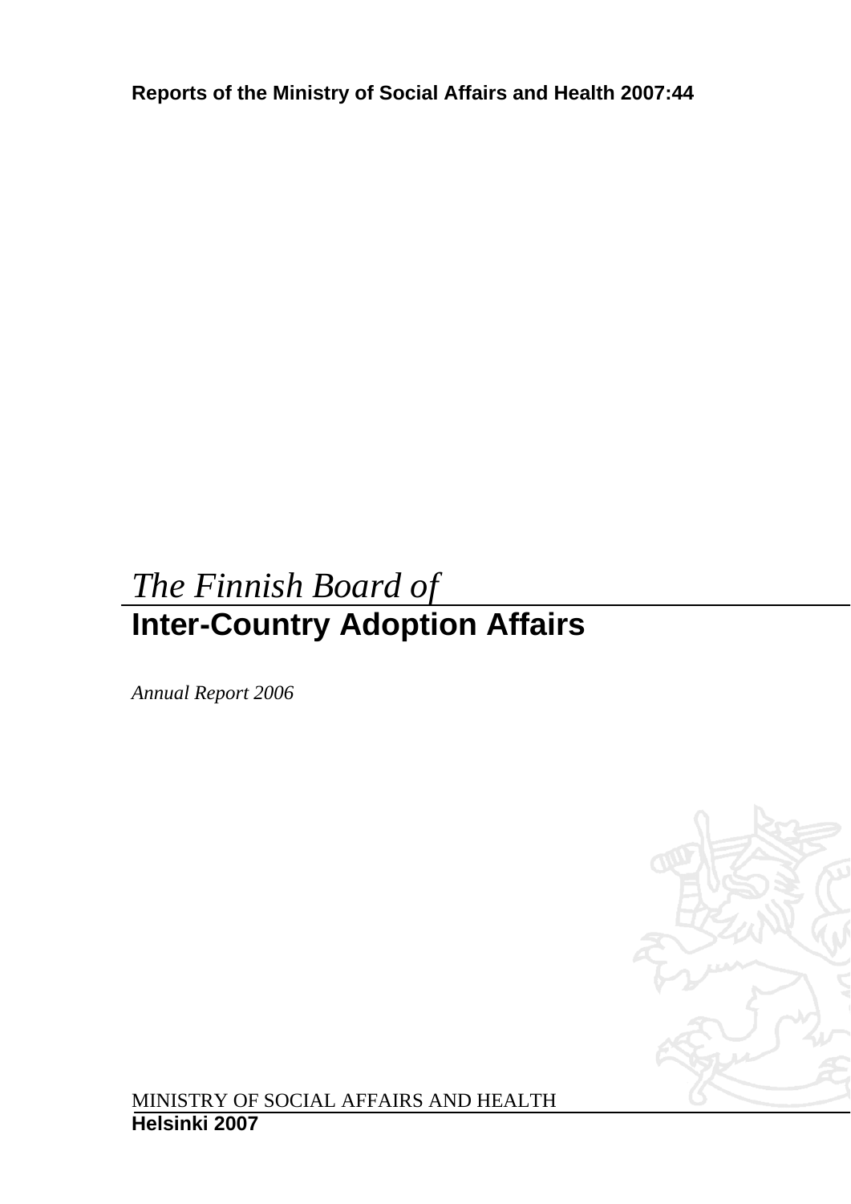**Reports of the Minister of Social Affairs and Health 2007:44**

# *The Finnish Board of*
# **Inter-Country Adoption Affairs**

*Annual Report 2006*

MINISTRY OF SOCIAL AFFAIRS AND HEALTH
**Helsinki 2007**

**Reports of the Ministry of Social Affairs and Health 2007:44**

# *The Finnish Board of*
# **Inter-Country Adoption Affairs**

*Annual Report 2006*

MINISTRY OF SOCIAL AFFAIRS AND HEALTH
**Helsinki 2007**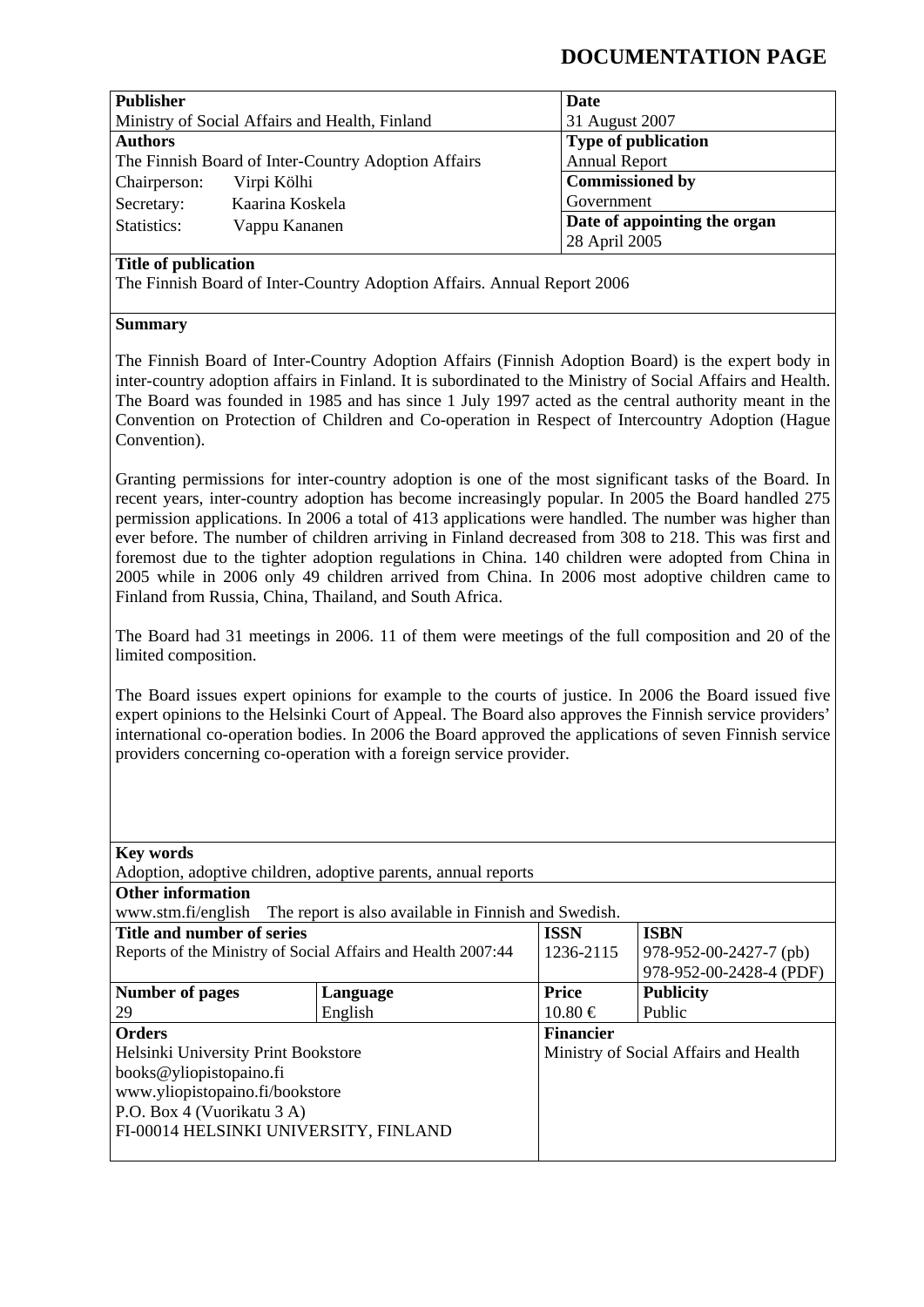# DOCUMENTATION PAGE

| **Publisher** | **Date** |
|---|---|
| Ministry of Social Affairs and Health, Finland | 31 August 2007 |
| **Authors** | **Type of publication** |
| The Finnish Board of Inter-Country Adoption Affairs | Annual Report |
| Chairperson: Virpi Kölhi | **Commissioned by** |
| Secretary: Kaarina Koskela | Government |
| Statistics: Vappu Kananen | **Date of appointing the organ** |
| | 28 April 2005 |

**Title of publication**

The Finnish Board of Inter-Country Adoption Affairs. Annual Report 2006

**Summary**

The Finnish Board of Inter-Country Adoption Affairs (Finnish Adoption Board) is the expert body in inter-country adoption affairs in Finland. It is subordinated to the Ministry of Social Affairs and Health. The Board was founded in 1985 and has since 1 July 1997 acted as the central authority meant in the Convention on Protection of Children and Co-operation in Respect of Intercountry Adoption (Hague Convention).

Granting permissions for inter-country adoption is one of the most significant tasks of the Board. In recent years, inter-country adoption has become increasingly popular. In 2005 the Board handled 275 permission applications. In 2006 a total of 413 applications were handled. The number was higher than ever before. The number of children arriving in Finland decreased from 308 to 218. This was first and foremost due to the tighter adoption regulations in China. 140 children were adopted from China in 2005 while in 2006 only 49 children arrived from China. In 2006 most adoptive children came to Finland from Russia, China, Thailand, and South Africa.

The Board had 31 meetings in 2006. 11 of them were meetings of the full composition and 20 of the limited composition.

The Board issues expert opinions for example to the courts of justice. In 2006 the Board issued five expert opinions to the Helsinki Court of Appeal. The Board also approves the Finnish service providers' international co-operation bodies. In 2006 the Board approved the applications of seven Finnish service providers concerning co-operation with a foreign service provider.

**Key words**

Adoption, adoptive children, adoptive parents, annual reports

**Other information**

www.stm.fi/english The report is also available in Finnish and Swedish.

| **Title and number of series** | | **ISSN** | **ISBN** |
|---|---|---|---|
| Reports of the Ministry of Social Affairs and Health 2007:44 | | 1236-2115 | 978-952-00-2427-7 (pb)<br>978-952-00-2428-4 (PDF) |
| **Number of pages** | **Language** | **Price** | **Publicity** |
| 29 | English | 10.80 € | Public |

| **Orders** | **Financier** |
|---|---|
| Helsinki University Print Bookstore<br>books@yliopistopaino.fi<br>www.yliopistopaino.fi/bookstore<br>P.O. Box 4 (Vuorikatu 3 A)<br>FI-00014 HELSINKI UNIVERSITY, FINLAND | Ministry of Social Affairs and Health |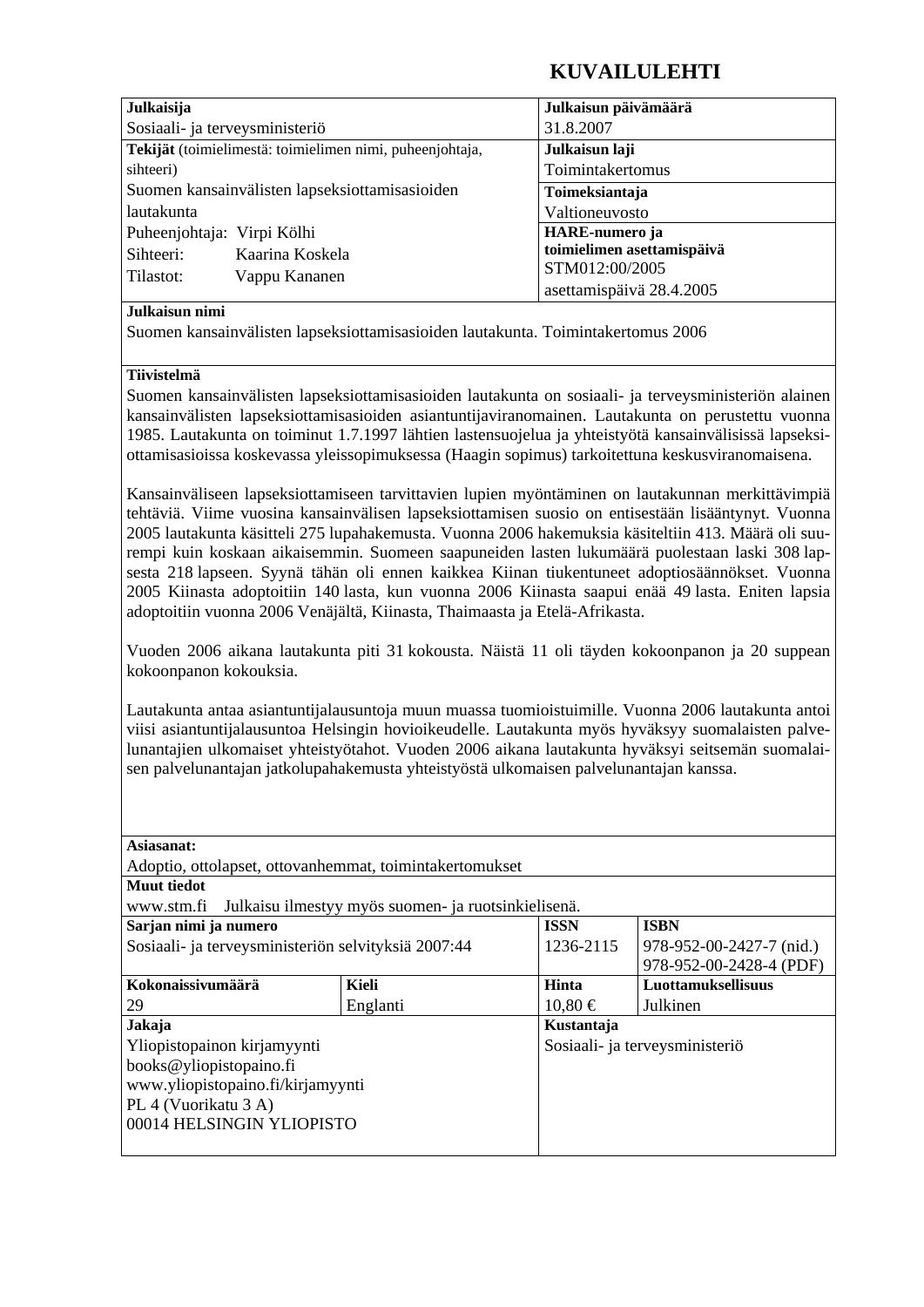# KUVAILULEHTI

| **Julkaisija** | | **Julkaisun päivämäärä** | |
|---|---|---|---|
| Sosiaali- ja terveysministeriö | | 31.8.2007 | |
| **Tekijät** (toimielimestä: toimielimen nimi, puheenjohtaja, sihteeri)<br>Suomen kansainvälisten lapseksiottamisasioiden lautakunta<br>Puheenjohtaja: Virpi Kölhi<br>Sihteeri: Kaarina Koskela<br>Tilastot: Vappu Kananen | | **Julkaisun laji**<br>Toimintakertomus<br>**Toimeksiantaja**<br>Valtioneuvosto<br>**HARE-numero ja toimielimen asettamispäivä**<br>STM012:00/2005<br>asettamispäivä 28.4.2005 | |
| **Julkaisun nimi**<br>Suomen kansainvälisten lapseksiottamisasioiden lautakunta. Toimintakertomus 2006 | | | |

**Tiivistelmä**

Suomen kansainvälisten lapseksiottamisasioiden lautakunta on sosiaali- ja terveysministeriön alainen kansainvälisten lapseksiottamisasioiden asiantuntijaviranomainen. Lautakunta on perustettu vuonna 1985. Lautakunta on toiminut 1.7.1997 lähtien lastensuojelua ja yhteistyötä kansainvälisissä lapseksiottamisasioissa koskevassa yleissopimuksessa (Haagin sopimus) tarkoitettuna keskusviranomaisena.

Kansainväliseen lapseksiottamiseen tarvittavien lupien myöntäminen on lautakunnan merkittävimpiä tehtäviä. Viime vuosina kansainvälisen lapseksiottamisen suosio on entisestään lisääntynyt. Vuonna 2005 lautakunta käsitteli 275 lupahakemusta. Vuonna 2006 hakemuksia käsiteltiin 413. Määrä oli suurempi kuin koskaan aikaisemmin. Suomeen saapuneiden lasten lukumäärä puolestaan laski 308 lapsesta 218 lapseen. Syynä tähän oli ennen kaikkea Kiinan tiukentuneet adoptiosäännökset. Vuonna 2005 Kiinasta adoptoitiin 140 lasta, kun vuonna 2006 Kiinasta saapui enää 49 lasta. Eniten lapsia adoptoitiin vuonna 2006 Venäjältä, Kiinasta, Thaimaasta ja Etelä-Afrikasta.

Vuoden 2006 aikana lautakunta piti 31 kokousta. Näistä 11 oli täyden kokoonpanon ja 20 suppean kokoonpanon kokouksia.

Lautakunta antaa asiantuntijalausuntoja muun muassa tuomioistuimille. Vuonna 2006 lautakunta antoi viisi asiantuntijalausuntoa Helsingin hovioikeudelle. Lautakunta myös hyväksyy suomalaisten palvelunantajien ulkomaiset yhteistyötahot. Vuoden 2006 aikana lautakunta hyväksyi seitsemän suomalaisen palvelunantajan jatkolupahakemusta yhteistyöstä ulkomaisen palvelunantajan kanssa.

| **Asiasanat:** | | | |
|---|---|---|---|
| Adoptio, ottolapset, ottovanhemmat, toimintakertomukset | | | |
| **Muut tiedot** | | | |
| www.stm.fi Julkaisu ilmestyy myös suomen- ja ruotsinkielisenä. | | | |
| **Sarjan nimi ja numero** | | **ISSN** | **ISBN** |
| Sosiaali- ja terveysministeriön selvityksiä 2007:44 | | 1236-2115 | 978-952-00-2427-7 (nid.)<br>978-952-00-2428-4 (PDF) |
| **Kokonaissivumäärä** | **Kieli** | **Hinta** | **Luottamuksellisuus** |
| 29 | Englanti | 10,80 € | Julkinen |
| **Jakaja** | | **Kustantaja** | |
| Yliopistopainon kirjamyynti<br>books@yliopistopaino.fi<br>www.yliopistopaino.fi/kirjamyynti<br>PL 4 (Vuorikatu 3 A)<br>00014 HELSINGIN YLIOPISTO | | Sosiaali- ja terveysministeriö | |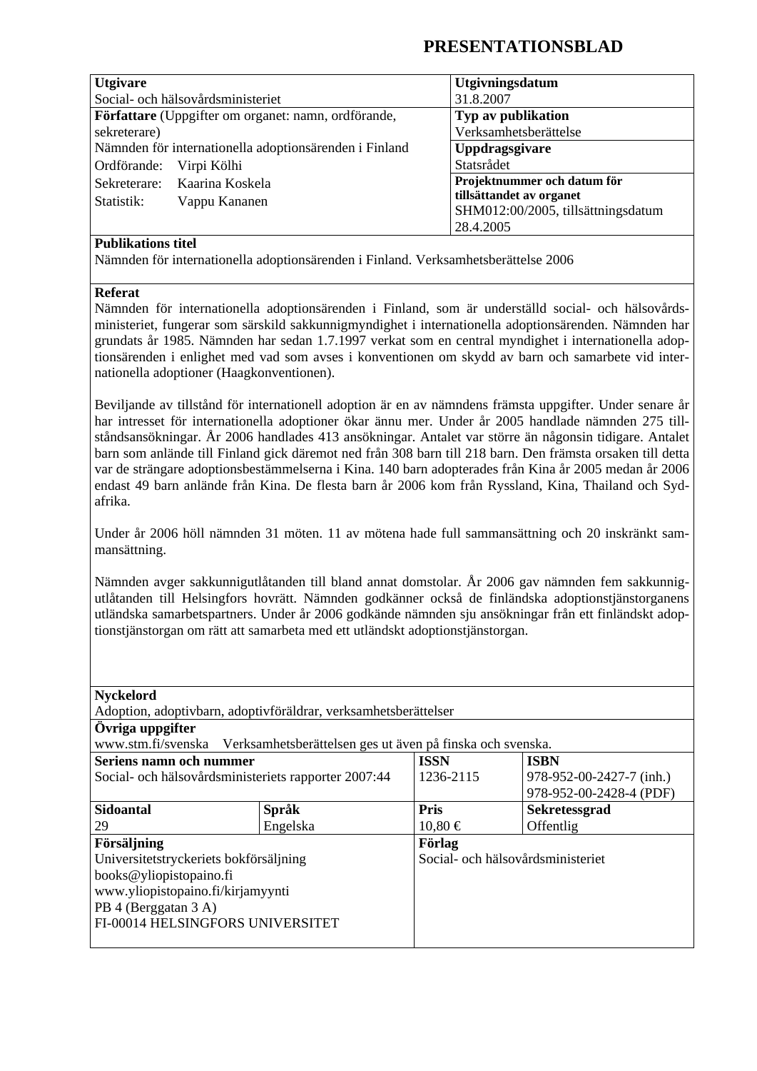# PRESENTATIONSBLAD

| Utgivare | Utgivningsdatum |
|---|---|
| Social- och hälsovårdsministeriet | 31.8.2007 |
| **Författare** (Uppgifter om organet: namn, ordförande, sekreterare) | **Typ av publikation** |
| Nämnden för internationella adoptionsärenden i Finland | Verksamhetsberättelse |
| Ordförande: Virpi Kölhi | **Uppdragsgivare** |
| Sekreterare: Kaarina Koskela | Statsrådet |
| Statistik: Vappu Kananen | **Projektnummer och datum för tillsättandet av organet** SHM012:00/2005, tillsättningsdatum 28.4.2005 |

**Publikations titel**

Nämnden för internationella adoptionsärenden i Finland. Verksamhetsberättelse 2006

**Referat**

Nämnden för internationella adoptionsärenden i Finland, som är underställd social- och hälsovårdsministeriet, fungerar som särskild sakkunnigmyndighet i internationella adoptionsärenden. Nämnden har grundats år 1985. Nämnden har sedan 1.7.1997 verkat som en central myndighet i internationella adoptionsärenden i enlighet med vad som avses i konventionen om skydd av barn och samarbete vid internationella adoptioner (Haagkonventionen).

Beviljande av tillstånd för internationell adoption är en av nämndens främsta uppgifter. Under senare år har intresset för internationella adoptioner ökar ännu mer. Under år 2005 handlade nämnden 275 tillståndsansökningar. År 2006 handlades 413 ansökningar. Antalet var större än någonsin tidigare. Antalet barn som anlände till Finland gick däremot ned från 308 barn till 218 barn. Den främsta orsaken till detta var de strängare adoptionsbestämmelserna i Kina. 140 barn adopterades från Kina år 2005 medan år 2006 endast 49 barn anlände från Kina. De flesta barn år 2006 kom från Ryssland, Kina, Thailand och Sydafrika.

Under år 2006 höll nämnden 31 möten. 11 av mötena hade full sammansättning och 20 inskränkt sammansättning.

Nämnden avger sakkunnigutlåtanden till bland annat domstolar. År 2006 gav nämnden fem sakkunnigutlåtanden till Helsingfors hovrätt. Nämnden godkänner också de finländska adoptionstjänstorganens utländska samarbetspartners. Under år 2006 godkände nämnden sju ansökningar från ett finländskt adoptionstjänstorgan om rätt att samarbeta med ett utländskt adoptionstjänstorgan.

**Nyckelord**

Adoption, adoptivbarn, adoptivföräldrar, verksamhetsberättelser

**Övriga uppgifter**

www.stm.fi/svenska Verksamhetsberättelsen ges ut även på finska och svenska.

| Seriens namn och nummer | | ISSN | ISBN |
|---|---|---|---|
| Social- och hälsovårdsministeriets rapporter 2007:44 | | 1236-2115 | 978-952-00-2427-7 (inh.) 978-952-00-2428-4 (PDF) |
| **Sidoantal** | **Språk** | **Pris** | **Sekretessgrad** |
| 29 | Engelska | 10,80 € | Offentlig |
| **Försäljning** | | **Förlag** | |
| Universitetstryckeriets bokförsäljning books@yliopistopaino.fi www.yliopistopaino.fi/kirjamyynti PB 4 (Berggatan 3 A) FI-00014 HELSINGFORS UNIVERSITET | | Social- och hälsovårdsministeriet | |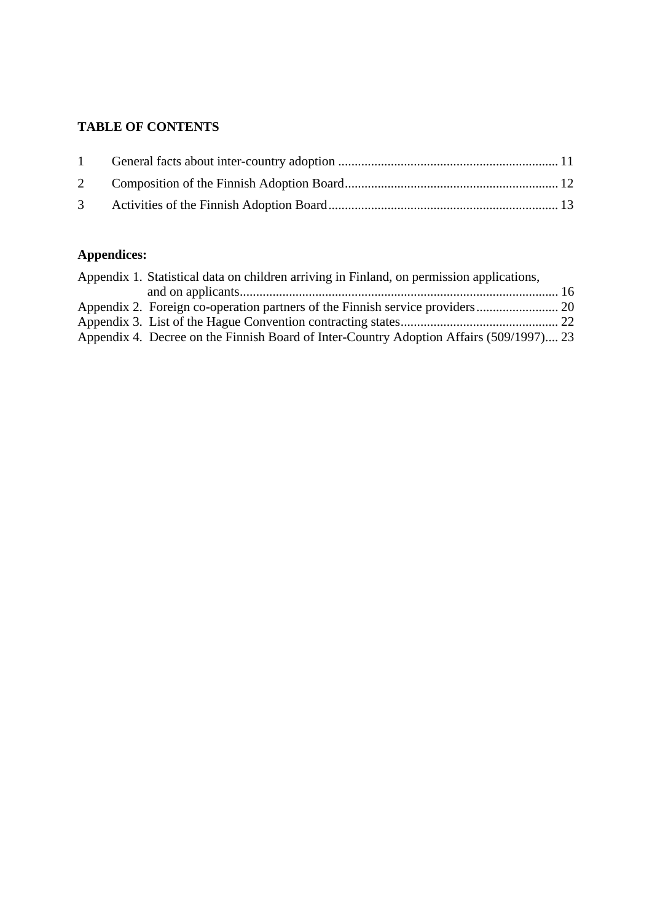## TABLE OF CONTENTS

| | | |
|---|---|---|
| 1 | General facts about inter-country adoption | 11 |
| 2 | Composition of the Finnish Adoption Board | 12 |
| 3 | Activities of the Finnish Adoption Board | 13 |

**Appendices:**

| | | |
|---|---|---|
| Appendix 1. | Statistical data on children arriving in Finland, on permission applications, and on applicants | 16 |
| Appendix 2. | Foreign co-operation partners of the Finnish service providers | 20 |
| Appendix 3. | List of the Hague Convention contracting states | 22 |
| Appendix 4. | Decree on the Finnish Board of Inter-Country Adoption Affairs (509/1997) | 23 |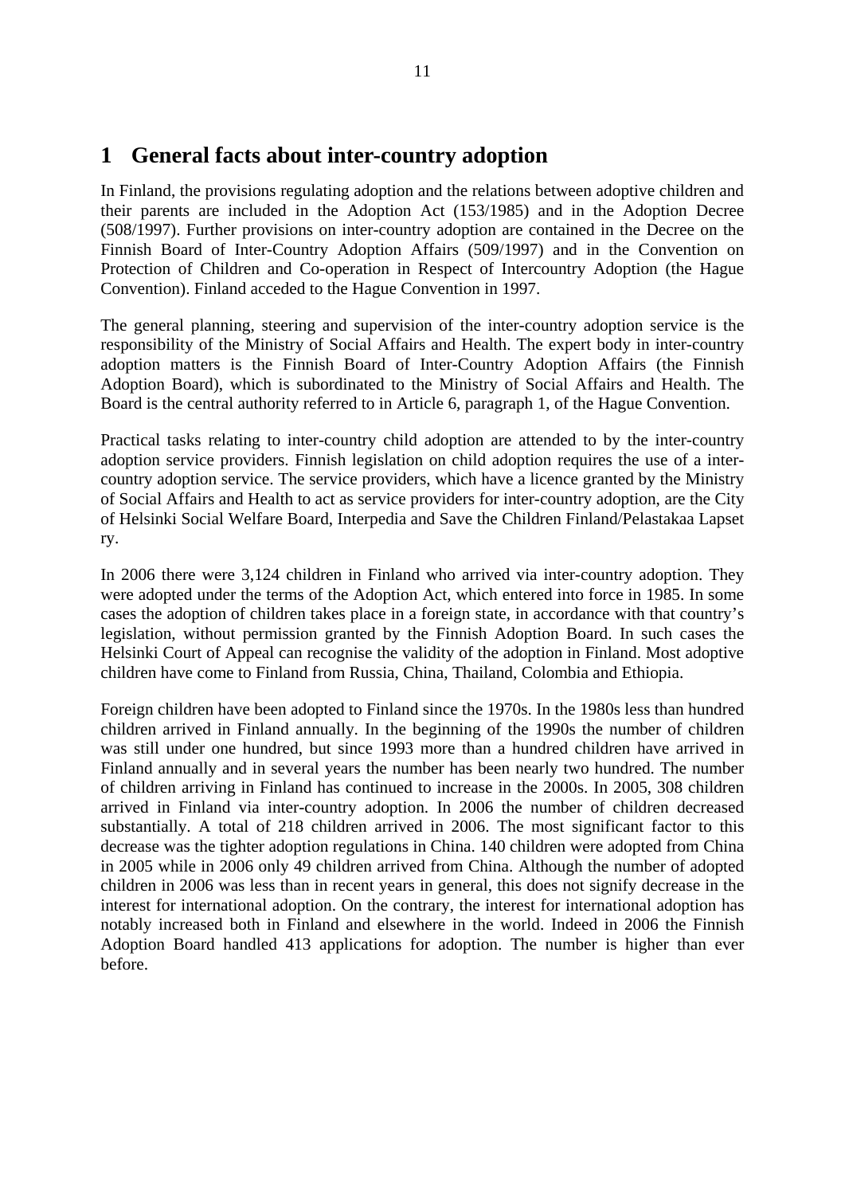# 1 General facts about inter-country adoption

In Finland, the provisions regulating adoption and the relations between adoptive children and their parents are included in the Adoption Act (153/1985) and in the Adoption Decree (508/1997). Further provisions on inter-country adoption are contained in the Decree on the Finnish Board of Inter-Country Adoption Affairs (509/1997) and in the Convention on Protection of Children and Co-operation in Respect of Intercountry Adoption (the Hague Convention). Finland acceded to the Hague Convention in 1997.

The general planning, steering and supervision of the inter-country adoption service is the responsibility of the Ministry of Social Affairs and Health. The expert body in inter-country adoption matters is the Finnish Board of Inter-Country Adoption Affairs (the Finnish Adoption Board), which is subordinated to the Ministry of Social Affairs and Health. The Board is the central authority referred to in Article 6, paragraph 1, of the Hague Convention.

Practical tasks relating to inter-country child adoption are attended to by the inter-country adoption service providers. Finnish legislation on child adoption requires the use of a inter-country adoption service. The service providers, which have a licence granted by the Ministry of Social Affairs and Health to act as service providers for inter-country adoption, are the City of Helsinki Social Welfare Board, Interpedia and Save the Children Finland/Pelastakaa Lapset ry.

In 2006 there were 3,124 children in Finland who arrived via inter-country adoption. They were adopted under the terms of the Adoption Act, which entered into force in 1985. In some cases the adoption of children takes place in a foreign state, in accordance with that country's legislation, without permission granted by the Finnish Adoption Board. In such cases the Helsinki Court of Appeal can recognise the validity of the adoption in Finland. Most adoptive children have come to Finland from Russia, China, Thailand, Colombia and Ethiopia.

Foreign children have been adopted to Finland since the 1970s. In the 1980s less than hundred children arrived in Finland annually. In the beginning of the 1990s the number of children was still under one hundred, but since 1993 more than a hundred children have arrived in Finland annually and in several years the number has been nearly two hundred. The number of children arriving in Finland has continued to increase in the 2000s. In 2005, 308 children arrived in Finland via inter-country adoption. In 2006 the number of children decreased substantially. A total of 218 children arrived in 2006. The most significant factor to this decrease was the tighter adoption regulations in China. 140 children were adopted from China in 2005 while in 2006 only 49 children arrived from China. Although the number of adopted children in 2006 was less than in recent years in general, this does not signify decrease in the interest for international adoption. On the contrary, the interest for international adoption has notably increased both in Finland and elsewhere in the world. Indeed in 2006 the Finnish Adoption Board handled 413 applications for adoption. The number is higher than ever before.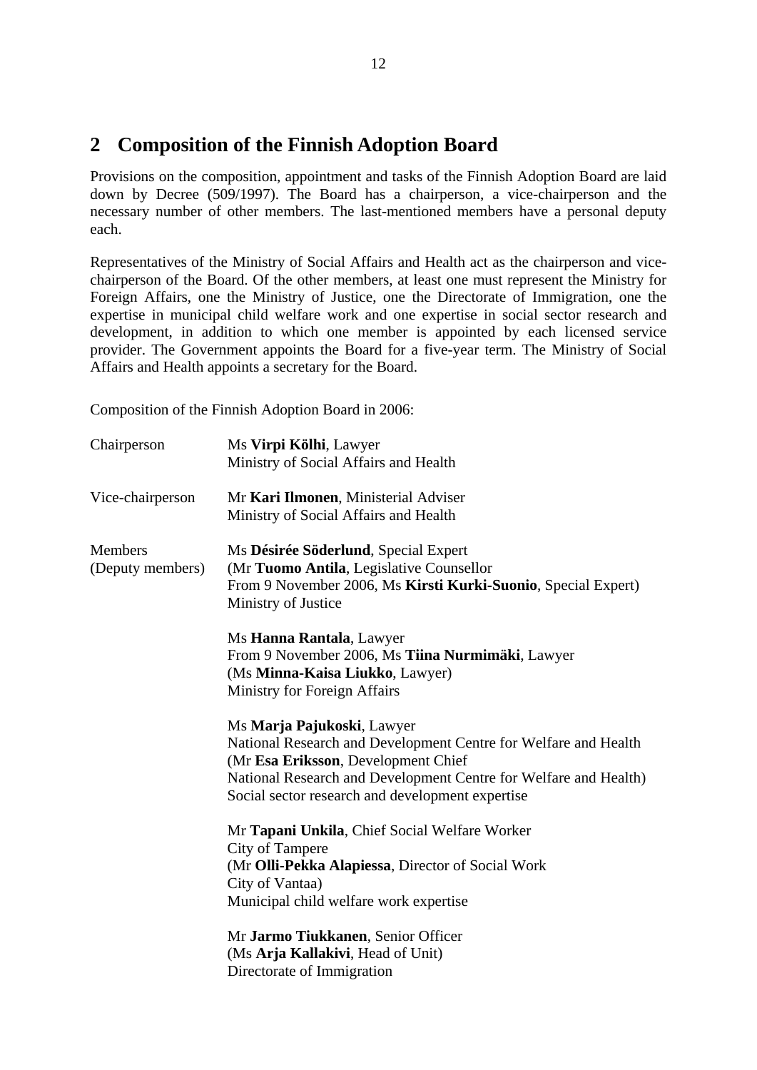## 2 Composition of the Finnish Adoption Board

Provisions on the composition, appointment and tasks of the Finnish Adoption Board are laid down by Decree (509/1997). The Board has a chairperson, a vice-chairperson and the necessary number of other members. The last-mentioned members have a personal deputy each.

Representatives of the Ministry of Social Affairs and Health act as the chairperson and vice-chairperson of the Board. Of the other members, at least one must represent the Ministry for Foreign Affairs, one the Ministry of Justice, one the Directorate of Immigration, one the expertise in municipal child welfare work and one expertise in social sector research and development, in addition to which one member is appointed by each licensed service provider. The Government appoints the Board for a five-year term. The Ministry of Social Affairs and Health appoints a secretary for the Board.

Composition of the Finnish Adoption Board in 2006:

| | |
|---|---|
| Chairperson | Ms **Virpi Kölhi**, Lawyer<br>Ministry of Social Affairs and Health |
| Vice-chairperson | Mr **Kari Ilmonen**, Ministerial Adviser<br>Ministry of Social Affairs and Health |
| Members<br>(Deputy members) | Ms **Désirée Söderlund**, Special Expert<br>(Mr **Tuomo Antila**, Legislative Counsellor<br>From 9 November 2006, Ms **Kirsti Kurki-Suonio**, Special Expert)<br>Ministry of Justice |
| | Ms **Hanna Rantala**, Lawyer<br>From 9 November 2006, Ms **Tiina Nurmimäki**, Lawyer<br>(Ms **Minna-Kaisa Liukko**, Lawyer)<br>Ministry for Foreign Affairs |
| | Ms **Marja Pajukoski**, Lawyer<br>National Research and Development Centre for Welfare and Health<br>(Mr **Esa Eriksson**, Development Chief<br>National Research and Development Centre for Welfare and Health)<br>Social sector research and development expertise |
| | Mr **Tapani Unkila**, Chief Social Welfare Worker<br>City of Tampere<br>(Mr **Olli-Pekka Alapiessa**, Director of Social Work<br>City of Vantaa)<br>Municipal child welfare work expertise |
| | Mr **Jarmo Tiukkanen**, Senior Officer<br>(Ms **Arja Kallakivi**, Head of Unit)<br>Directorate of Immigration |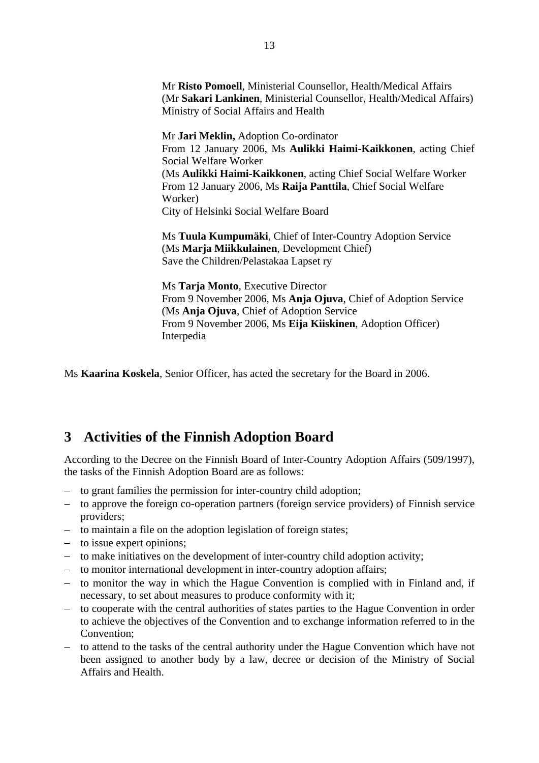Mr **Risto Pomoell**, Ministerial Counsellor, Health/Medical Affairs
(Mr **Sakari Lankinen**, Ministerial Counsellor, Health/Medical Affairs)
Ministry of Social Affairs and Health

Mr **Jari Meklin,** Adoption Co-ordinator
From 12 January 2006, Ms **Aulikki Haimi-Kaikkonen**, acting Chief Social Welfare Worker
(Ms **Aulikki Haimi-Kaikkonen**, acting Chief Social Welfare Worker
From 12 January 2006, Ms **Raija Panttila**, Chief Social Welfare Worker)
City of Helsinki Social Welfare Board

Ms **Tuula Kumpumäki**, Chief of Inter-Country Adoption Service
(Ms **Marja Miikkulainen**, Development Chief)
Save the Children/Pelastakaa Lapset ry

Ms **Tarja Monto**, Executive Director
From 9 November 2006, Ms **Anja Ojuva**, Chief of Adoption Service
(Ms **Anja Ojuva**, Chief of Adoption Service
From 9 November 2006, Ms **Eija Kiiskinen**, Adoption Officer)
Interpedia

Ms **Kaarina Koskela**, Senior Officer, has acted the secretary for the Board in 2006.

# 3 Activities of the Finnish Adoption Board

According to the Decree on the Finnish Board of Inter-Country Adoption Affairs (509/1997), the tasks of the Finnish Adoption Board are as follows:

- to grant families the permission for inter-country child adoption;
- to approve the foreign co-operation partners (foreign service providers) of Finnish service providers;
- to maintain a file on the adoption legislation of foreign states;
- to issue expert opinions;
- to make initiatives on the development of inter-country child adoption activity;
- to monitor international development in inter-country adoption affairs;
- to monitor the way in which the Hague Convention is complied with in Finland and, if necessary, to set about measures to produce conformity with it;
- to cooperate with the central authorities of states parties to the Hague Convention in order to achieve the objectives of the Convention and to exchange information referred to in the Convention;
- to attend to the tasks of the central authority under the Hague Convention which have not been assigned to another body by a law, decree or decision of the Ministry of Social Affairs and Health.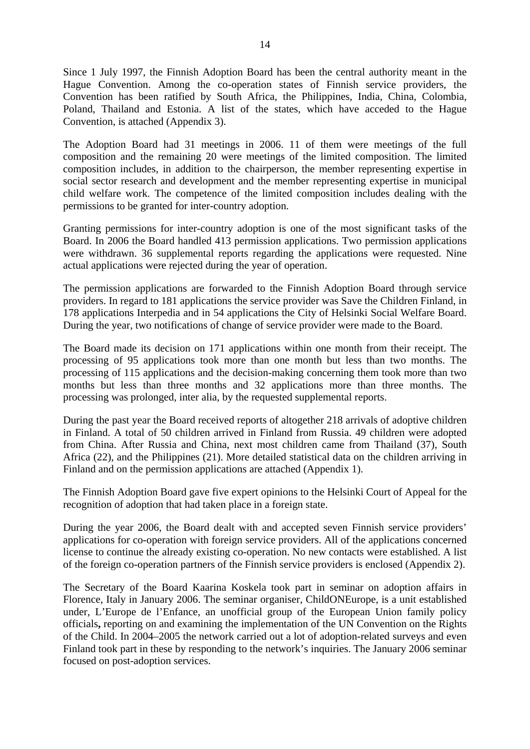Since 1 July 1997, the Finnish Adoption Board has been the central authority meant in the Hague Convention. Among the co-operation states of Finnish service providers, the Convention has been ratified by South Africa, the Philippines, India, China, Colombia, Poland, Thailand and Estonia. A list of the states, which have acceded to the Hague Convention, is attached (Appendix 3).

The Adoption Board had 31 meetings in 2006. 11 of them were meetings of the full composition and the remaining 20 were meetings of the limited composition. The limited composition includes, in addition to the chairperson, the member representing expertise in social sector research and development and the member representing expertise in municipal child welfare work. The competence of the limited composition includes dealing with the permissions to be granted for inter-country adoption.

Granting permissions for inter-country adoption is one of the most significant tasks of the Board. In 2006 the Board handled 413 permission applications. Two permission applications were withdrawn. 36 supplemental reports regarding the applications were requested. Nine actual applications were rejected during the year of operation.

The permission applications are forwarded to the Finnish Adoption Board through service providers. In regard to 181 applications the service provider was Save the Children Finland, in 178 applications Interpedia and in 54 applications the City of Helsinki Social Welfare Board. During the year, two notifications of change of service provider were made to the Board.

The Board made its decision on 171 applications within one month from their receipt. The processing of 95 applications took more than one month but less than two months. The processing of 115 applications and the decision-making concerning them took more than two months but less than three months and 32 applications more than three months. The processing was prolonged, inter alia, by the requested supplemental reports.

During the past year the Board received reports of altogether 218 arrivals of adoptive children in Finland. A total of 50 children arrived in Finland from Russia. 49 children were adopted from China. After Russia and China, next most children came from Thailand (37), South Africa (22), and the Philippines (21). More detailed statistical data on the children arriving in Finland and on the permission applications are attached (Appendix 1).

The Finnish Adoption Board gave five expert opinions to the Helsinki Court of Appeal for the recognition of adoption that had taken place in a foreign state.

During the year 2006, the Board dealt with and accepted seven Finnish service providers' applications for co-operation with foreign service providers. All of the applications concerned license to continue the already existing co-operation. No new contacts were established. A list of the foreign co-operation partners of the Finnish service providers is enclosed (Appendix 2).

The Secretary of the Board Kaarina Koskela took part in seminar on adoption affairs in Florence, Italy in January 2006. The seminar organiser, ChildONEurope, is a unit established under, L'Europe de l'Enfance, an unofficial group of the European Union family policy officials**,** reporting on and examining the implementation of the UN Convention on the Rights of the Child. In 2004–2005 the network carried out a lot of adoption-related surveys and even Finland took part in these by responding to the network's inquiries. The January 2006 seminar focused on post-adoption services.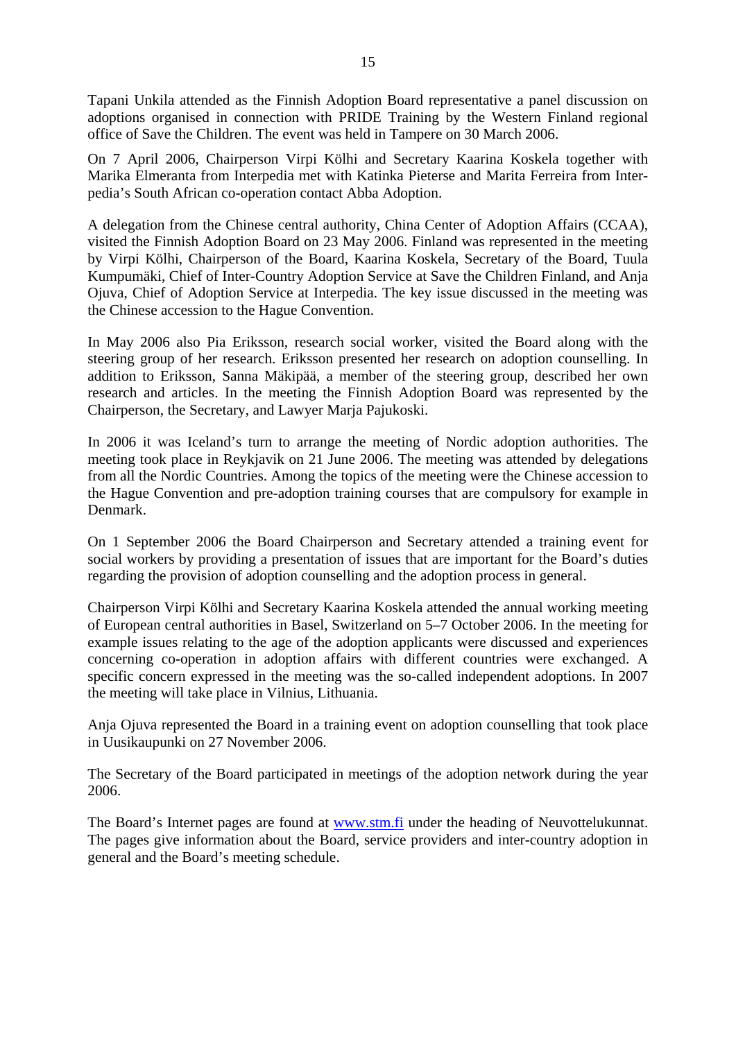Tapani Unkila attended as the Finnish Adoption Board representative a panel discussion on adoptions organised in connection with PRIDE Training by the Western Finland regional office of Save the Children. The event was held in Tampere on 30 March 2006.

On 7 April 2006, Chairperson Virpi Kölhi and Secretary Kaarina Koskela together with Marika Elmeranta from Interpedia met with Katinka Pieterse and Marita Ferreira from Interpedia's South African co-operation contact Abba Adoption.

A delegation from the Chinese central authority, China Center of Adoption Affairs (CCAA), visited the Finnish Adoption Board on 23 May 2006. Finland was represented in the meeting by Virpi Kölhi, Chairperson of the Board, Kaarina Koskela, Secretary of the Board, Tuula Kumpumäki, Chief of Inter-Country Adoption Service at Save the Children Finland, and Anja Ojuva, Chief of Adoption Service at Interpedia. The key issue discussed in the meeting was the Chinese accession to the Hague Convention.

In May 2006 also Pia Eriksson, research social worker, visited the Board along with the steering group of her research. Eriksson presented her research on adoption counselling. In addition to Eriksson, Sanna Mäkipää, a member of the steering group, described her own research and articles. In the meeting the Finnish Adoption Board was represented by the Chairperson, the Secretary, and Lawyer Marja Pajukoski.

In 2006 it was Iceland's turn to arrange the meeting of Nordic adoption authorities. The meeting took place in Reykjavik on 21 June 2006. The meeting was attended by delegations from all the Nordic Countries. Among the topics of the meeting were the Chinese accession to the Hague Convention and pre-adoption training courses that are compulsory for example in Denmark.

On 1 September 2006 the Board Chairperson and Secretary attended a training event for social workers by providing a presentation of issues that are important for the Board's duties regarding the provision of adoption counselling and the adoption process in general.

Chairperson Virpi Kölhi and Secretary Kaarina Koskela attended the annual working meeting of European central authorities in Basel, Switzerland on 5–7 October 2006. In the meeting for example issues relating to the age of the adoption applicants were discussed and experiences concerning co-operation in adoption affairs with different countries were exchanged. A specific concern expressed in the meeting was the so-called independent adoptions. In 2007 the meeting will take place in Vilnius, Lithuania.

Anja Ojuva represented the Board in a training event on adoption counselling that took place in Uusikaupunki on 27 November 2006.

The Secretary of the Board participated in meetings of the adoption network during the year 2006.

The Board's Internet pages are found at [www.stm.fi](http://www.stm.fi) under the heading of Neuvottelukunnat. The pages give information about the Board, service providers and inter-country adoption in general and the Board's meeting schedule.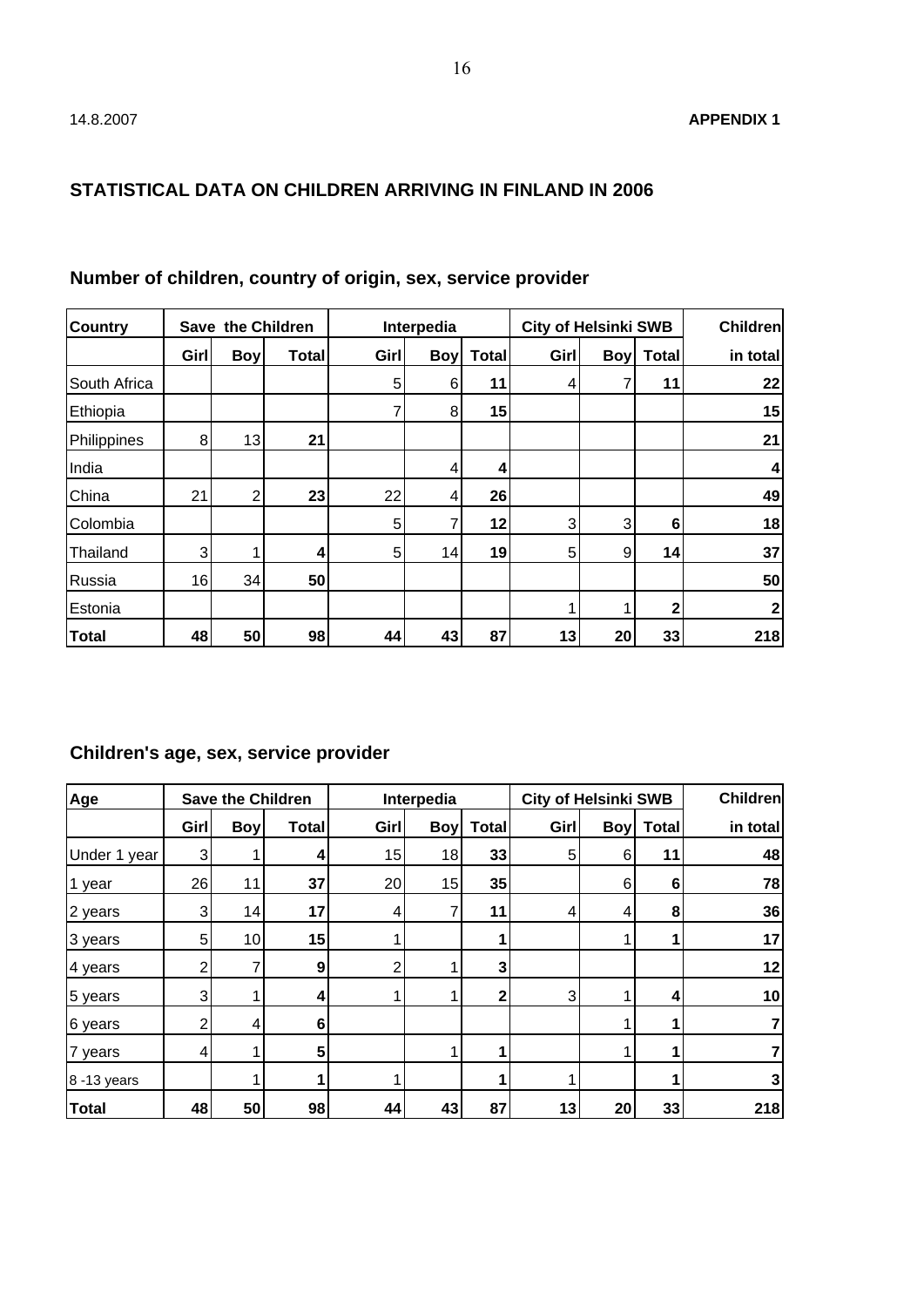14.8.2007 **APPENDIX 1**

## STATISTICAL DATA ON CHILDREN ARRIVING IN FINLAND IN 2006

### Number of children, country of origin, sex, service provider

| Country | Save the Children | | | Interpedia | | | City of Helsinki SWB | | | Children |
|---|---|---|---|---|---|---|---|---|---|---|
| | Girl | Boy | Total | Girl | Boy | Total | Girl | Boy | Total | in total |
| South Africa | | | | 5 | 6 | **11** | 4 | 7 | **11** | **22** |
| Ethiopia | | | | 7 | 8 | **15** | | | | **15** |
| Philippines | 8 | 13 | **21** | | | | | | | **21** |
| India | | | | | 4 | **4** | | | | **4** |
| China | 21 | 2 | **23** | 22 | 4 | **26** | | | | **49** |
| Colombia | | | | 5 | 7 | **12** | 3 | 3 | **6** | **18** |
| Thailand | 3 | 1 | **4** | 5 | 14 | **19** | 5 | 9 | **14** | **37** |
| Russia | 16 | 34 | **50** | | | | | | | **50** |
| Estonia | | | | | | | 1 | 1 | **2** | **2** |
| **Total** | **48** | **50** | **98** | **44** | **43** | **87** | **13** | **20** | **33** | **218** |

### Children's age, sex, service provider

| Age | Save the Children | | | Interpedia | | | City of Helsinki SWB | | | Children |
|---|---|---|---|---|---|---|---|---|---|---|
| | Girl | Boy | Total | Girl | Boy | Total | Girl | Boy | Total | in total |
| Under 1 year | 3 | 1 | **4** | 15 | 18 | **33** | 5 | 6 | **11** | **48** |
| 1 year | 26 | 11 | **37** | 20 | 15 | **35** | | 6 | **6** | **78** |
| 2 years | 3 | 14 | **17** | 4 | 7 | **11** | 4 | 4 | **8** | **36** |
| 3 years | 5 | 10 | **15** | 1 | | **1** | | 1 | **1** | **17** |
| 4 years | 2 | 7 | **9** | 2 | 1 | **3** | | | | **12** |
| 5 years | 3 | 1 | **4** | 1 | 1 | **2** | 3 | 1 | **4** | **10** |
| 6 years | 2 | 4 | **6** | | | | | 1 | **1** | **7** |
| 7 years | 4 | 1 | **5** | | 1 | **1** | | 1 | **1** | **7** |
| 8 -13 years | | 1 | **1** | 1 | | **1** | 1 | | **1** | **3** |
| **Total** | **48** | **50** | **98** | **44** | **43** | **87** | **13** | **20** | **33** | **218** |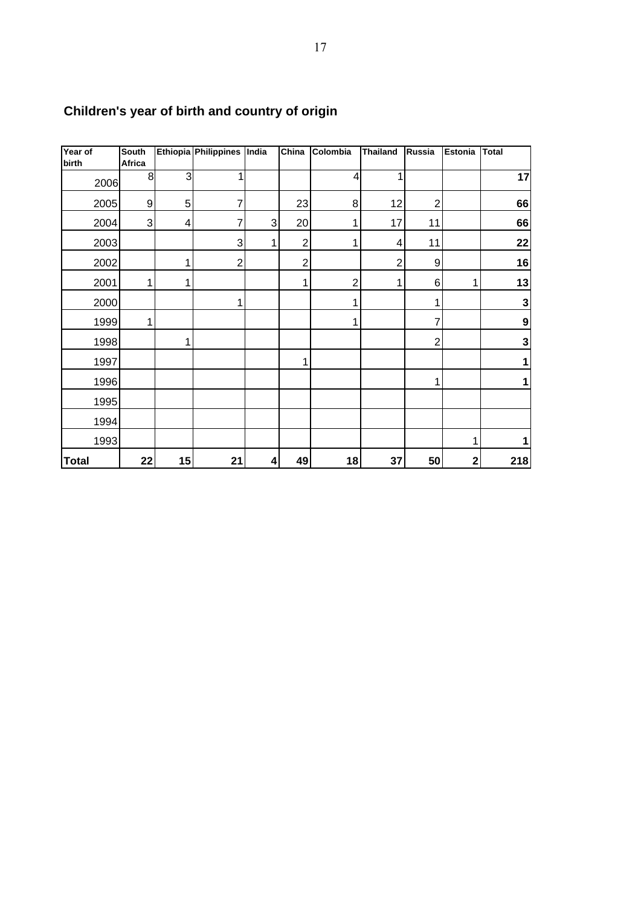## Children's year of birth and country of origin

| Year of birth | South Africa | Ethiopia | Philippines | India | China | Colombia | Thailand | Russia | Estonia | Total |
|---|---|---|---|---|---|---|---|---|---|---|
| 2006 | 8 | 3 | 1 | | | 4 | 1 | | | **17** |
| 2005 | 9 | 5 | 7 | | 23 | 8 | 12 | 2 | | **66** |
| 2004 | 3 | 4 | 7 | 3 | 20 | 1 | 17 | 11 | | **66** |
| 2003 | | | 3 | 1 | 2 | 1 | 4 | 11 | | **22** |
| 2002 | | 1 | 2 | | 2 | | 2 | 9 | | **16** |
| 2001 | 1 | 1 | | | 1 | 2 | 1 | 6 | 1 | **13** |
| 2000 | | | 1 | | | 1 | | 1 | | **3** |
| 1999 | 1 | | | | | 1 | | 7 | | **9** |
| 1998 | | 1 | | | | | | 2 | | **3** |
| 1997 | | | | | 1 | | | | | **1** |
| 1996 | | | | | | | | 1 | | **1** |
| 1995 | | | | | | | | | | |
| 1994 | | | | | | | | | | |
| 1993 | | | | | | | | | 1 | **1** |
| **Total** | **22** | **15** | **21** | **4** | **49** | **18** | **37** | **50** | **2** | **218** |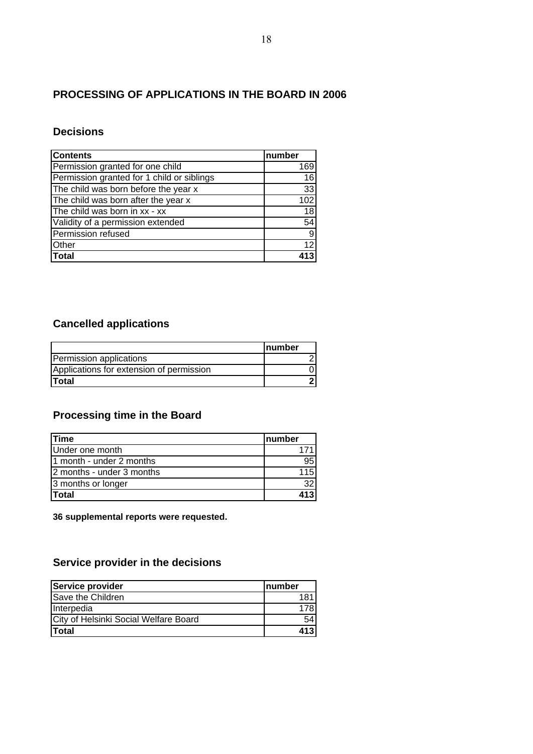# PROCESSING OF APPLICATIONS IN THE BOARD IN 2006

## Decisions

| Contents | number |
|---|---|
| Permission granted for one child | 169 |
| Permission granted for 1 child or siblings | 16 |
| The child was born before the year x | 33 |
| The child was born after the year x | 102 |
| The child was born in xx - xx | 18 |
| Validity of a permission extended | 54 |
| Permission refused | 9 |
| Other | 12 |
| **Total** | **413** |

## Cancelled applications

| | number |
|---|---|
| Permission applications | 2 |
| Applications for extension of permission | 0 |
| **Total** | **2** |

## Processing time in the Board

| Time | number |
|---|---|
| Under one month | 171 |
| 1 month - under 2 months | 95 |
| 2 months - under 3 months | 115 |
| 3 months or longer | 32 |
| **Total** | **413** |

**36 supplemental reports were requested.**

## Service provider in the decisions

| Service provider | number |
|---|---|
| Save the Children | 181 |
| Interpedia | 178 |
| City of Helsinki Social Welfare Board | 54 |
| **Total** | **413** |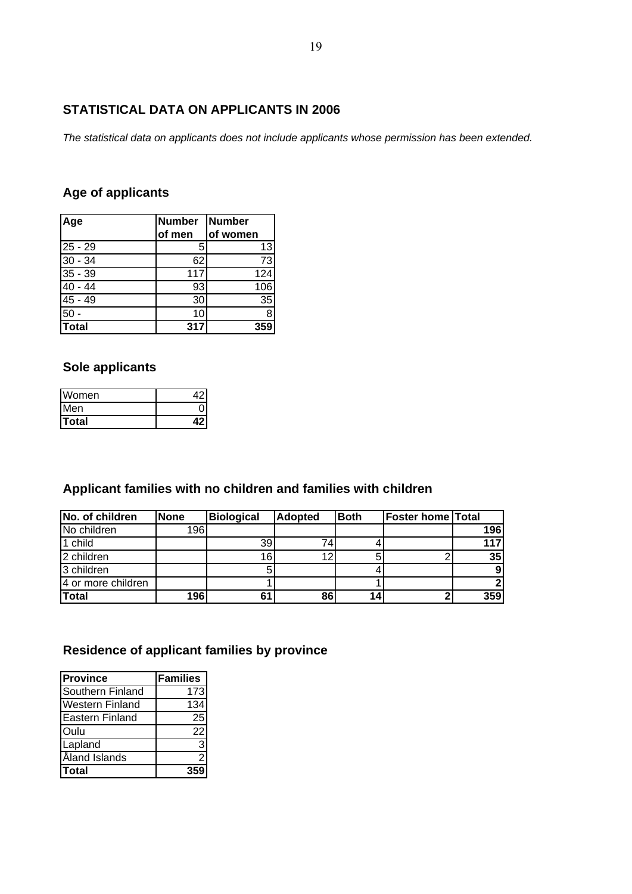## STATISTICAL DATA ON APPLICANTS IN 2006

*The statistical data on applicants does not include applicants whose permission has been extended.*

### Age of applicants

| Age | Number of men | Number of women |
|---|---|---|
| 25 - 29 | 5 | 13 |
| 30 - 34 | 62 | 73 |
| 35 - 39 | 117 | 124 |
| 40 - 44 | 93 | 106 |
| 45 - 49 | 30 | 35 |
| 50 - | 10 | 8 |
| **Total** | **317** | **359** |

### Sole applicants

| | |
|---|---|
| Women | 42 |
| Men | 0 |
| **Total** | **42** |

### Applicant families with no children and families with children

| No. of children | None | Biological | Adopted | Both | Foster home | Total |
|---|---|---|---|---|---|---|
| No children | 196 | | | | | **196** |
| 1 child | | 39 | 74 | 4 | | **117** |
| 2 children | | 16 | 12 | 5 | 2 | **35** |
| 3 children | | 5 | | 4 | | **9** |
| 4 or more children | | 1 | | 1 | | **2** |
| **Total** | **196** | **61** | **86** | **14** | **2** | **359** |

### Residence of applicant families by province

| Province | Families |
|---|---|
| Southern Finland | 173 |
| Western Finland | 134 |
| Eastern Finland | 25 |
| Oulu | 22 |
| Lapland | 3 |
| Åland Islands | 2 |
| **Total** | **359** |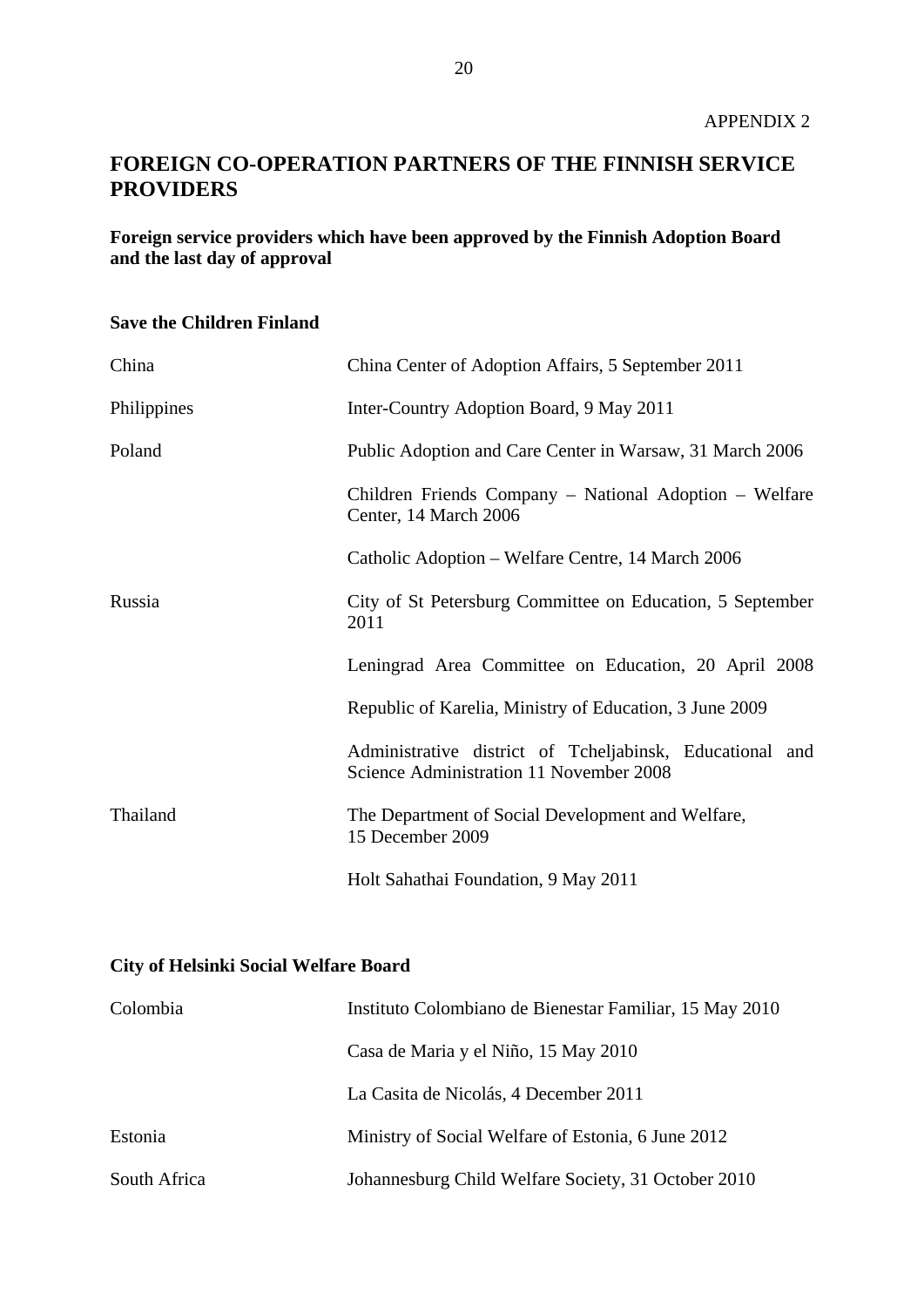APPENDIX 2

# FOREIGN CO-OPERATION PARTNERS OF THE FINNISH SERVICE PROVIDERS

**Foreign service providers which have been approved by the Finnish Adoption Board and the last day of approval**

**Save the Children Finland**

| | |
|---|---|
| China | China Center of Adoption Affairs, 5 September 2011 |
| Philippines | Inter-Country Adoption Board, 9 May 2011 |
| Poland | Public Adoption and Care Center in Warsaw, 31 March 2006 |
| | Children Friends Company – National Adoption – Welfare Center, 14 March 2006 |
| | Catholic Adoption – Welfare Centre, 14 March 2006 |
| Russia | City of St Petersburg Committee on Education, 5 September 2011 |
| | Leningrad Area Committee on Education, 20 April 2008 |
| | Republic of Karelia, Ministry of Education, 3 June 2009 |
| | Administrative district of Tcheljabinsk, Educational and Science Administration 11 November 2008 |
| Thailand | The Department of Social Development and Welfare, 15 December 2009 |
| | Holt Sahathai Foundation, 9 May 2011 |

**City of Helsinki Social Welfare Board**

| | |
|---|---|
| Colombia | Instituto Colombiano de Bienestar Familiar, 15 May 2010 |
| | Casa de Maria y el Niño, 15 May 2010 |
| | La Casita de Nicolás, 4 December 2011 |
| Estonia | Ministry of Social Welfare of Estonia, 6 June 2012 |
| South Africa | Johannesburg Child Welfare Society, 31 October 2010 |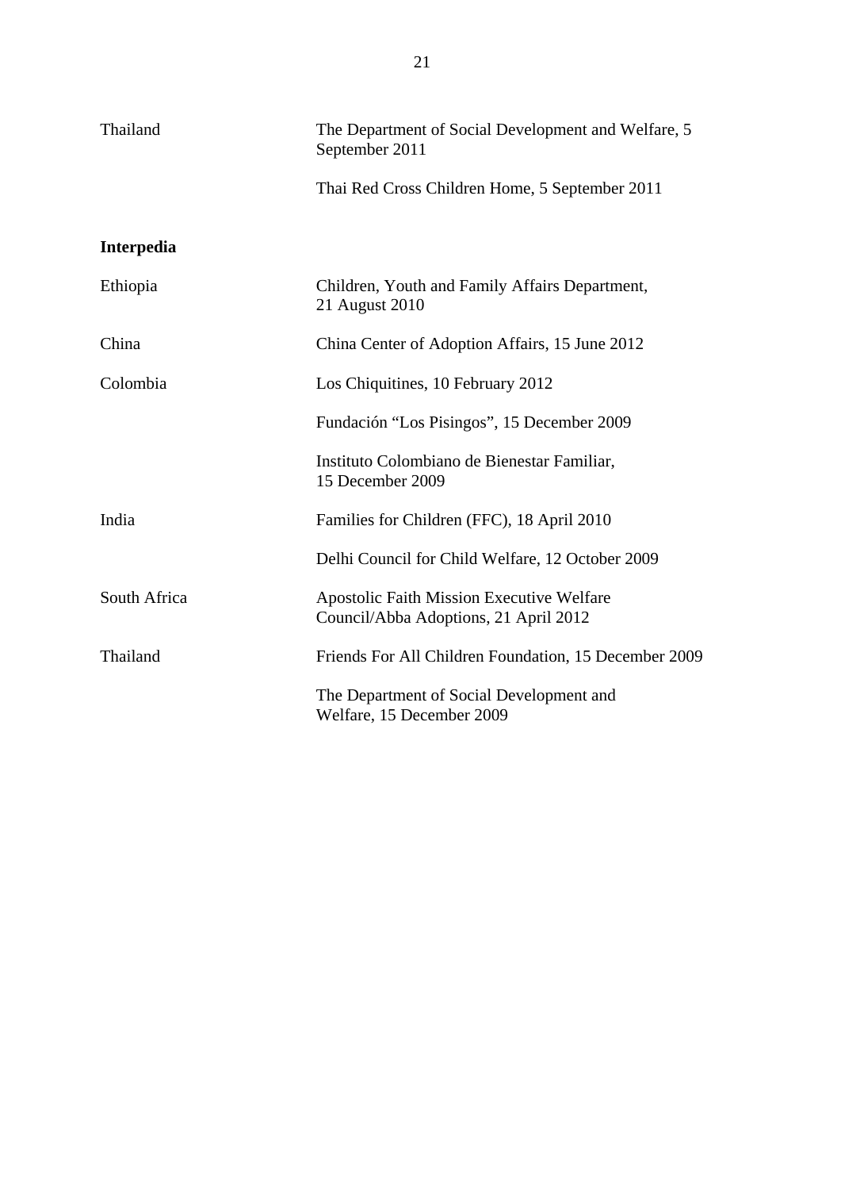| | |
|---|---|
| Thailand | The Department of Social Development and Welfare, 5 September 2011 |
| | Thai Red Cross Children Home, 5 September 2011 |

**Interpedia**

| | |
|---|---|
| Ethiopia | Children, Youth and Family Affairs Department, 21 August 2010 |
| China | China Center of Adoption Affairs, 15 June 2012 |
| Colombia | Los Chiquitines, 10 February 2012 |
| | Fundación "Los Pisingos", 15 December 2009 |
| | Instituto Colombiano de Bienestar Familiar, 15 December 2009 |
| India | Families for Children (FFC), 18 April 2010 |
| | Delhi Council for Child Welfare, 12 October 2009 |
| South Africa | Apostolic Faith Mission Executive Welfare Council/Abba Adoptions, 21 April 2012 |
| Thailand | Friends For All Children Foundation, 15 December 2009 |
| | The Department of Social Development and Welfare, 15 December 2009 |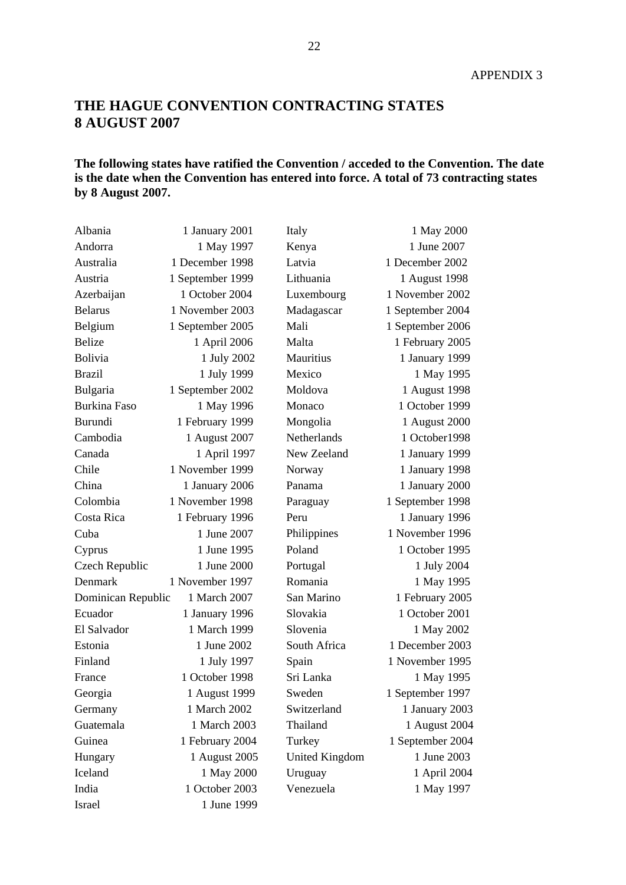APPENDIX 3

# THE HAGUE CONVENTION CONTRACTING STATES 8 AUGUST 2007

**The following states have ratified the Convention / acceded to the Convention. The date is the date when the Convention has entered into force. A total of 73 contracting states by 8 August 2007.**

| State | Date |
|---|---|
| Albania | 1 January 2001 |
| Andorra | 1 May 1997 |
| Australia | 1 December 1998 |
| Austria | 1 September 1999 |
| Azerbaijan | 1 October 2004 |
| Belarus | 1 November 2003 |
| Belgium | 1 September 2005 |
| Belize | 1 April 2006 |
| Bolivia | 1 July 2002 |
| Brazil | 1 July 1999 |
| Bulgaria | 1 September 2002 |
| Burkina Faso | 1 May 1996 |
| Burundi | 1 February 1999 |
| Cambodia | 1 August 2007 |
| Canada | 1 April 1997 |
| Chile | 1 November 1999 |
| China | 1 January 2006 |
| Colombia | 1 November 1998 |
| Costa Rica | 1 February 1996 |
| Cuba | 1 June 2007 |
| Cyprus | 1 June 1995 |
| Czech Republic | 1 June 2000 |
| Denmark | 1 November 1997 |
| Dominican Republic | 1 March 2007 |
| Ecuador | 1 January 1996 |
| El Salvador | 1 March 1999 |
| Estonia | 1 June 2002 |
| Finland | 1 July 1997 |
| France | 1 October 1998 |
| Georgia | 1 August 1999 |
| Germany | 1 March 2002 |
| Guatemala | 1 March 2003 |
| Guinea | 1 February 2004 |
| Hungary | 1 August 2005 |
| Iceland | 1 May 2000 |
| India | 1 October 2003 |
| Israel | 1 June 1999 |
| Italy | 1 May 2000 |
| Kenya | 1 June 2007 |
| Latvia | 1 December 2002 |
| Lithuania | 1 August 1998 |
| Luxembourg | 1 November 2002 |
| Madagascar | 1 September 2004 |
| Mali | 1 September 2006 |
| Malta | 1 February 2005 |
| Mauritius | 1 January 1999 |
| Mexico | 1 May 1995 |
| Moldova | 1 August 1998 |
| Monaco | 1 October 1999 |
| Mongolia | 1 August 2000 |
| Netherlands | 1 October1998 |
| New Zeeland | 1 January 1999 |
| Norway | 1 January 1998 |
| Panama | 1 January 2000 |
| Paraguay | 1 September 1998 |
| Peru | 1 January 1996 |
| Philippines | 1 November 1996 |
| Poland | 1 October 1995 |
| Portugal | 1 July 2004 |
| Romania | 1 May 1995 |
| San Marino | 1 February 2005 |
| Slovakia | 1 October 2001 |
| Slovenia | 1 May 2002 |
| South Africa | 1 December 2003 |
| Spain | 1 November 1995 |
| Sri Lanka | 1 May 1995 |
| Sweden | 1 September 1997 |
| Switzerland | 1 January 2003 |
| Thailand | 1 August 2004 |
| Turkey | 1 September 2004 |
| United Kingdom | 1 June 2003 |
| Uruguay | 1 April 2004 |
| Venezuela | 1 May 1997 |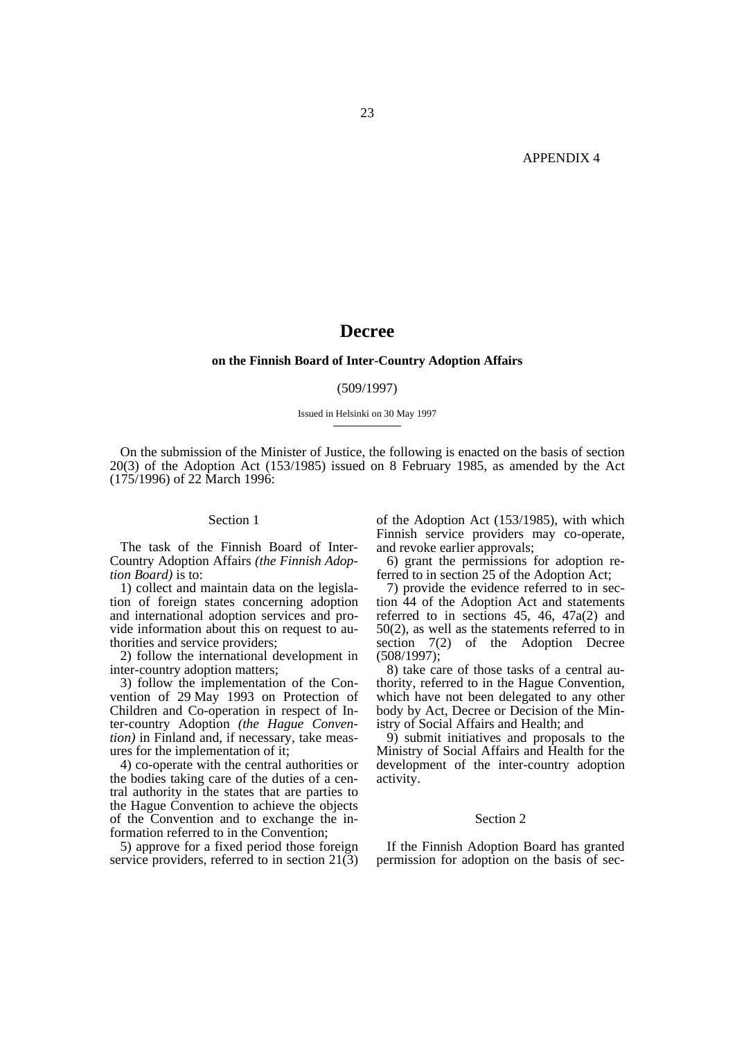APPENDIX 4

# Decree

### on the Finnish Board of Inter-Country Adoption Affairs

(509/1997)

Issued in Helsinki on 30 May 1997

On the submission of the Minister of Justice, the following is enacted on the basis of section 20(3) of the Adoption Act (153/1985) issued on 8 February 1985, as amended by the Act (175/1996) of 22 March 1996:

#### Section 1

The task of the Finnish Board of Inter-Country Adoption Affairs *(the Finnish Adoption Board)* is to:

1) collect and maintain data on the legislation of foreign states concerning adoption and international adoption services and provide information about this on request to authorities and service providers;

2) follow the international development in inter-country adoption matters;

3) follow the implementation of the Convention of 29 May 1993 on Protection of Children and Co-operation in respect of Inter-country Adoption *(the Hague Convention)* in Finland and, if necessary, take measures for the implementation of it;

4) co-operate with the central authorities or the bodies taking care of the duties of a central authority in the states that are parties to the Hague Convention to achieve the objects of the Convention and to exchange the information referred to in the Convention;

5) approve for a fixed period those foreign service providers, referred to in section 21(3) of the Adoption Act (153/1985), with which Finnish service providers may co-operate, and revoke earlier approvals;

6) grant the permissions for adoption referred to in section 25 of the Adoption Act;

7) provide the evidence referred to in section 44 of the Adoption Act and statements referred to in sections 45, 46, 47a(2) and 50(2), as well as the statements referred to in section 7(2) of the Adoption Decree (508/1997);

8) take care of those tasks of a central authority, referred to in the Hague Convention, which have not been delegated to any other body by Act, Decree or Decision of the Ministry of Social Affairs and Health; and

9) submit initiatives and proposals to the Ministry of Social Affairs and Health for the development of the inter-country adoption activity.

#### Section 2

If the Finnish Adoption Board has granted permission for adoption on the basis of sec-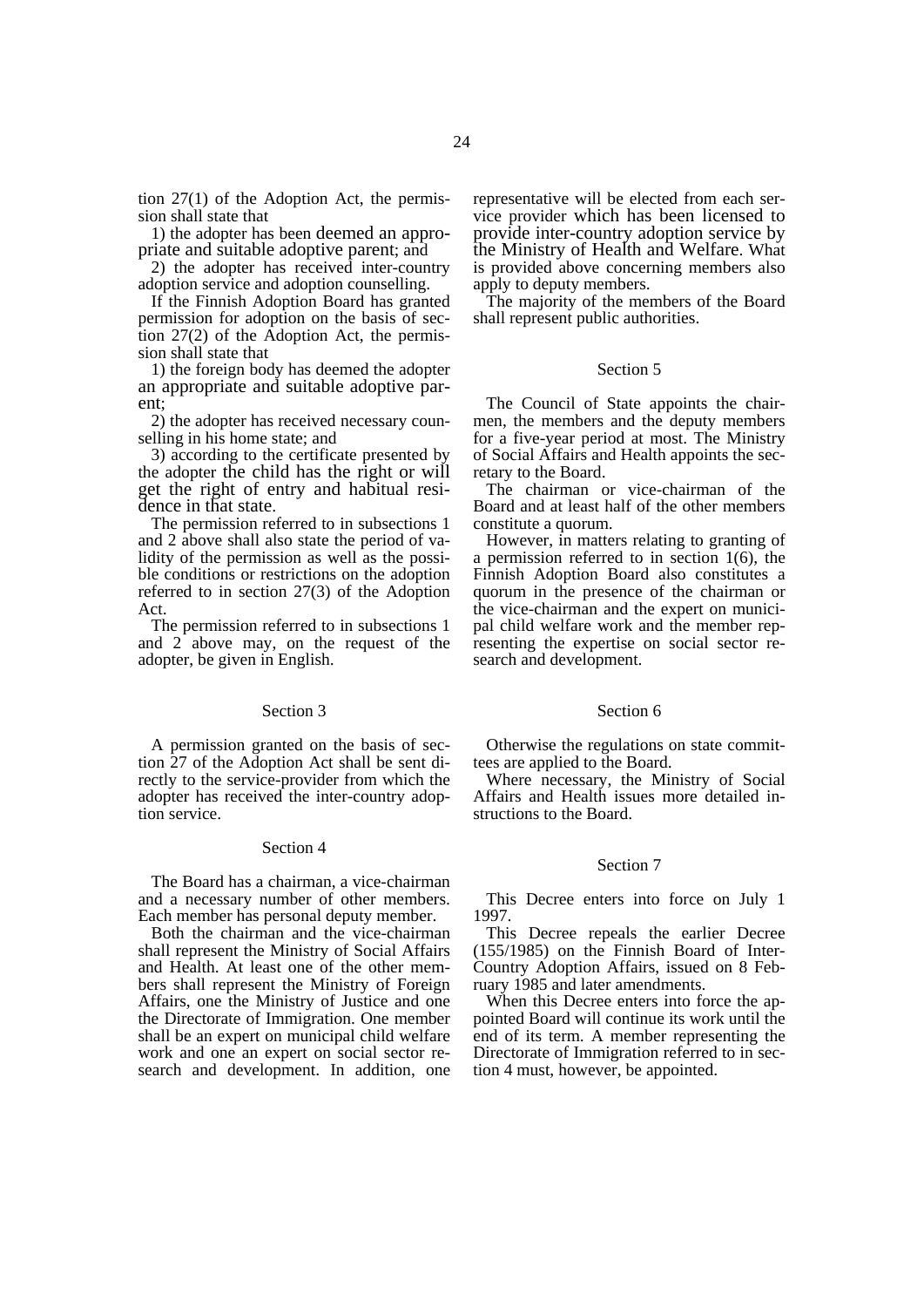tion 27(1) of the Adoption Act, the permission shall state that

1) the adopter has been deemed an appropriate and suitable adoptive parent; and

2) the adopter has received inter-country adoption service and adoption counselling.

If the Finnish Adoption Board has granted permission for adoption on the basis of section 27(2) of the Adoption Act, the permission shall state that

1) the foreign body has deemed the adopter an appropriate and suitable adoptive parent;

2) the adopter has received necessary counselling in his home state; and

3) according to the certificate presented by the adopter the child has the right or will get the right of entry and habitual residence in that state.

The permission referred to in subsections 1 and 2 above shall also state the period of validity of the permission as well as the possible conditions or restrictions on the adoption referred to in section 27(3) of the Adoption Act.

The permission referred to in subsections 1 and 2 above may, on the request of the adopter, be given in English.

Section 3

A permission granted on the basis of section 27 of the Adoption Act shall be sent directly to the service-provider from which the adopter has received the inter-country adoption service.

Section 4

The Board has a chairman, a vice-chairman and a necessary number of other members. Each member has personal deputy member.

Both the chairman and the vice-chairman shall represent the Ministry of Social Affairs and Health. At least one of the other members shall represent the Ministry of Foreign Affairs, one the Ministry of Justice and one the Directorate of Immigration. One member shall be an expert on municipal child welfare work and one an expert on social sector research and development. In addition, one representative will be elected from each service provider which has been licensed to provide inter-country adoption service by the Ministry of Health and Welfare. What is provided above concerning members also apply to deputy members.

The majority of the members of the Board shall represent public authorities.

Section 5

The Council of State appoints the chairmen, the members and the deputy members for a five-year period at most. The Ministry of Social Affairs and Health appoints the secretary to the Board.

The chairman or vice-chairman of the Board and at least half of the other members constitute a quorum.

However, in matters relating to granting of a permission referred to in section 1(6), the Finnish Adoption Board also constitutes a quorum in the presence of the chairman or the vice-chairman and the expert on municipal child welfare work and the member representing the expertise on social sector research and development.

Section 6

Otherwise the regulations on state committees are applied to the Board.

Where necessary, the Ministry of Social Affairs and Health issues more detailed instructions to the Board.

Section 7

This Decree enters into force on July 1 1997.

This Decree repeals the earlier Decree (155/1985) on the Finnish Board of Inter-Country Adoption Affairs, issued on 8 February 1985 and later amendments.

When this Decree enters into force the appointed Board will continue its work until the end of its term. A member representing the Directorate of Immigration referred to in section 4 must, however, be appointed.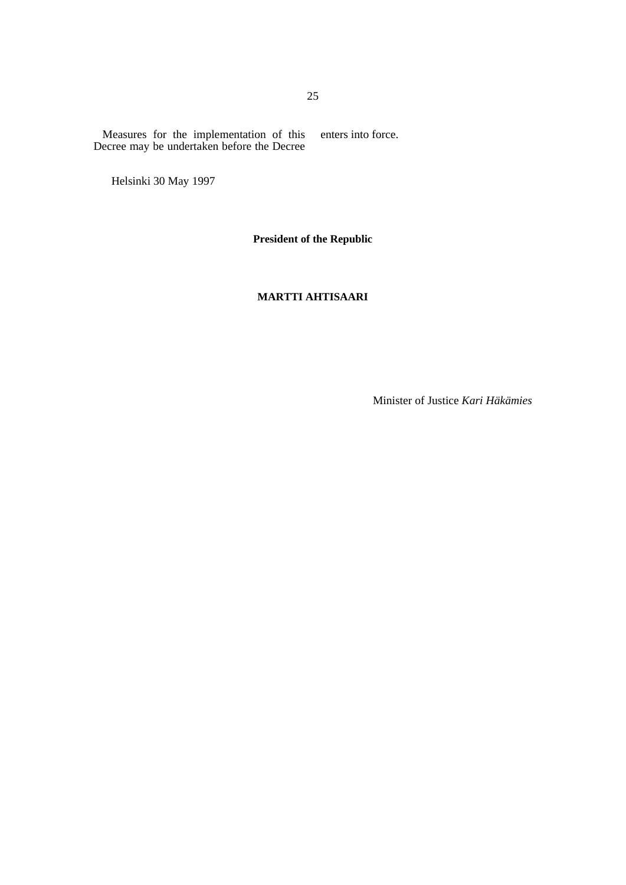Measures for the implementation of this Decree may be undertaken before the Decree enters into force.

Helsinki 30 May 1997

**President of the Republic**

**MARTTI AHTISAARI**

Minister of Justice *Kari Häkämies*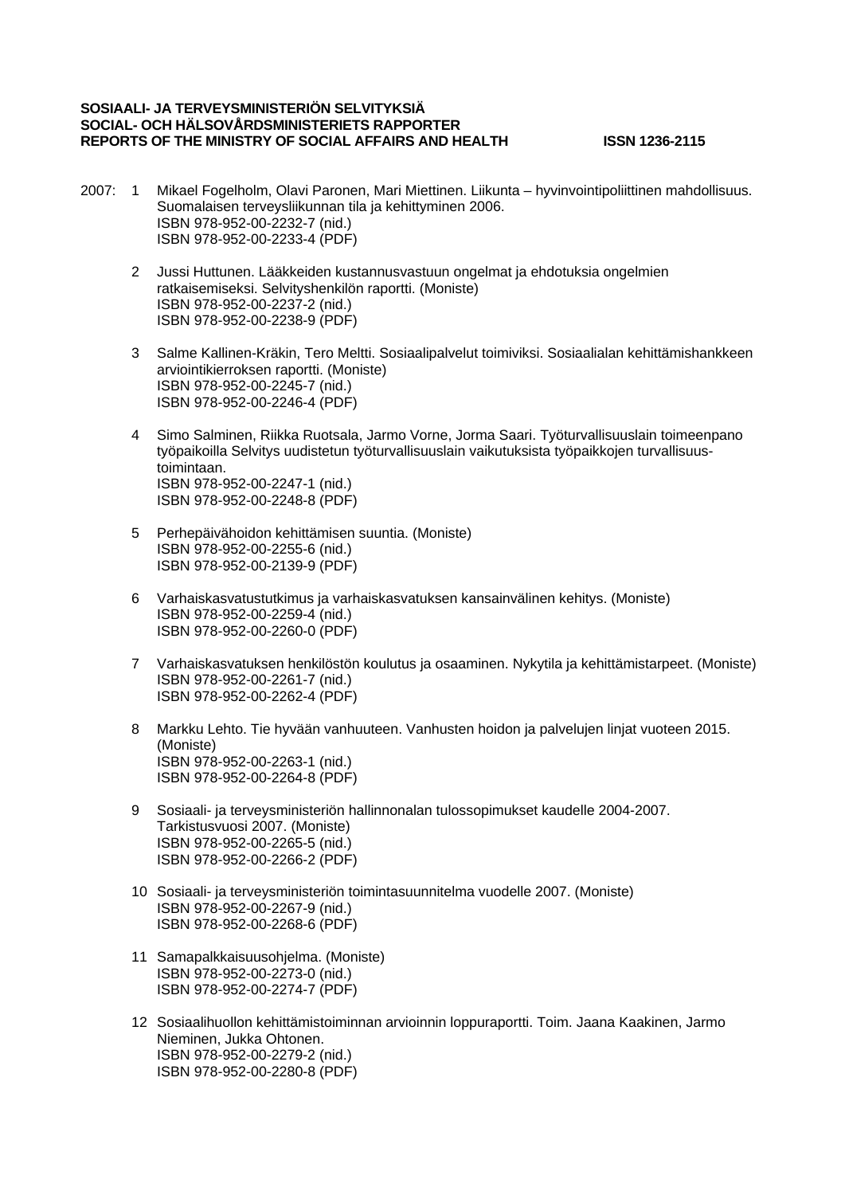**SOSIAALI- JA TERVEYSMINISTERIÖN SELVITYKSIÄ**
**SOCIAL- OCH HÄLSOVÅRDSMINISTERIETS RAPPORTER**
**REPORTS OF THE MINISTRY OF SOCIAL AFFAIRS AND HEALTH** **ISSN 1236-2115**

2007:

1. Mikael Fogelholm, Olavi Paronen, Mari Miettinen. Liikunta – hyvinvointipoliittinen mahdollisuus. Suomalaisen terveysliikunnan tila ja kehittyminen 2006.
   ISBN 978-952-00-2232-7 (nid.)
   ISBN 978-952-00-2233-4 (PDF)

2. Jussi Huttunen. Lääkkeiden kustannusvastuun ongelmat ja ehdotuksia ongelmien ratkaisemiseksi. Selvityshenkilön raportti. (Moniste)
   ISBN 978-952-00-2237-2 (nid.)
   ISBN 978-952-00-2238-9 (PDF)

3. Salme Kallinen-Kräkin, Tero Meltti. Sosiaalipalvelut toimiviksi. Sosiaalialan kehittämishankkeen arviointikierroksen raportti. (Moniste)
   ISBN 978-952-00-2245-7 (nid.)
   ISBN 978-952-00-2246-4 (PDF)

4. Simo Salminen, Riikka Ruotsala, Jarmo Vorne, Jorma Saari. Työturvallisuuslain toimeenpano työpaikoilla Selvitys uudistetun työturvallisuuslain vaikutuksista työpaikkojen turvallisuus-toimintaan.
   ISBN 978-952-00-2247-1 (nid.)
   ISBN 978-952-00-2248-8 (PDF)

5. Perhepäivähoidon kehittämisen suuntia. (Moniste)
   ISBN 978-952-00-2255-6 (nid.)
   ISBN 978-952-00-2139-9 (PDF)

6. Varhaiskasvatustutkimus ja varhaiskasvatuksen kansainvälinen kehitys. (Moniste)
   ISBN 978-952-00-2259-4 (nid.)
   ISBN 978-952-00-2260-0 (PDF)

7. Varhaiskasvatuksen henkilöstön koulutus ja osaaminen. Nykytila ja kehittämistarpeet. (Moniste)
   ISBN 978-952-00-2261-7 (nid.)
   ISBN 978-952-00-2262-4 (PDF)

8. Markku Lehto. Tie hyvään vanhuuteen. Vanhusten hoidon ja palvelujen linjat vuoteen 2015. (Moniste)
   ISBN 978-952-00-2263-1 (nid.)
   ISBN 978-952-00-2264-8 (PDF)

9. Sosiaali- ja terveysministeriön hallinnonalan tulossopimukset kaudelle 2004-2007. Tarkistusvuosi 2007. (Moniste)
   ISBN 978-952-00-2265-5 (nid.)
   ISBN 978-952-00-2266-2 (PDF)

10. Sosiaali- ja terveysministeriön toimintasuunnitelma vuodelle 2007. (Moniste)
    ISBN 978-952-00-2267-9 (nid.)
    ISBN 978-952-00-2268-6 (PDF)

11. Samapalkkaisuusohjelma. (Moniste)
    ISBN 978-952-00-2273-0 (nid.)
    ISBN 978-952-00-2274-7 (PDF)

12. Sosiaalihuollon kehittämistoiminnan arvioinnin loppuraportti. Toim. Jaana Kaakinen, Jarmo Nieminen, Jukka Ohtonen.
    ISBN 978-952-00-2279-2 (nid.)
    ISBN 978-952-00-2280-8 (PDF)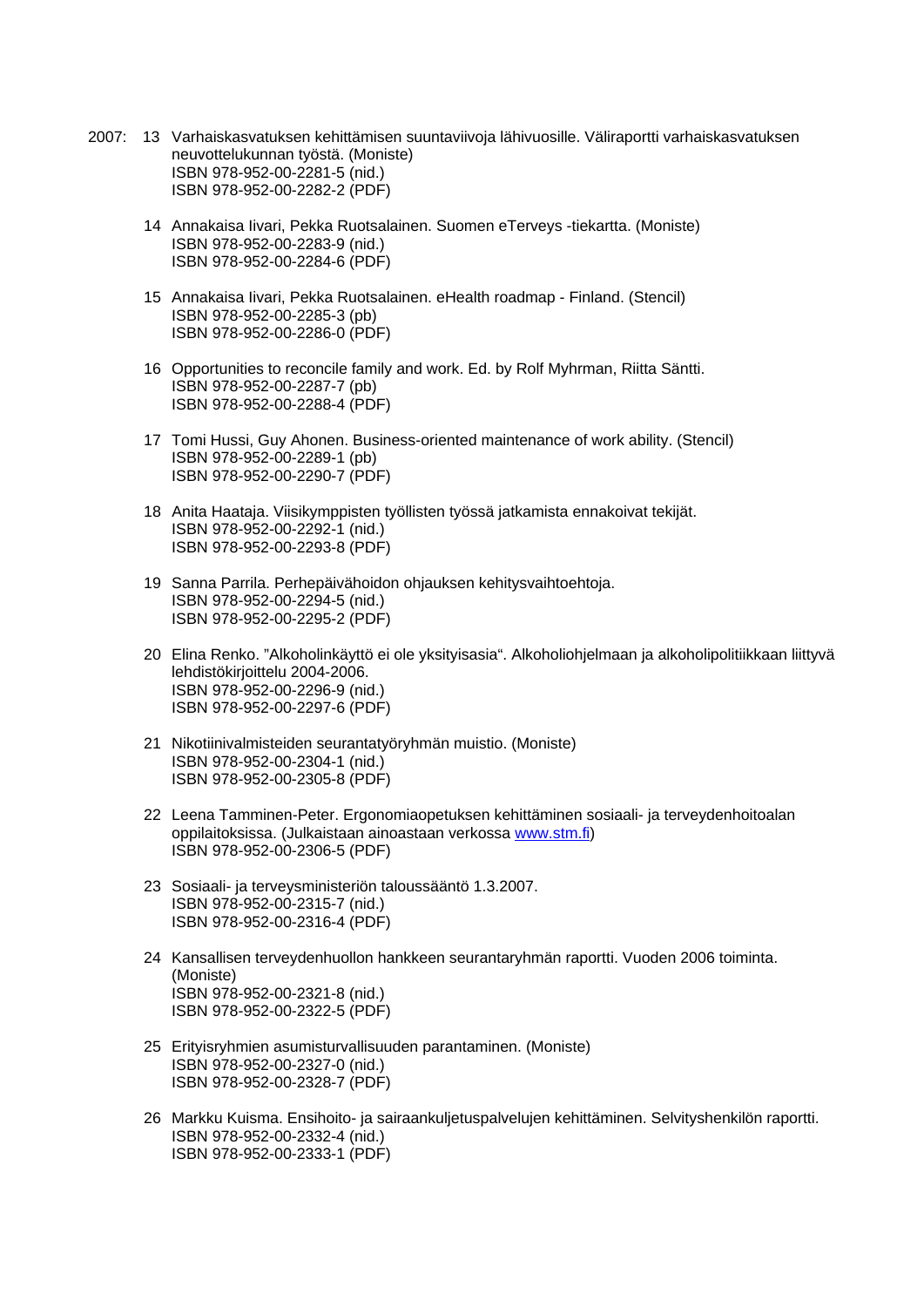2007: 13 Varhaiskasvatuksen kehittämisen suuntaviivoja lähivuosille. Väliraportti varhaiskasvatuksen neuvottelukunnan työstä. (Moniste)
ISBN 978-952-00-2281-5 (nid.)
ISBN 978-952-00-2282-2 (PDF)

14 Annakaisa Iivari, Pekka Ruotsalainen. Suomen eTerveys -tiekartta. (Moniste)
ISBN 978-952-00-2283-9 (nid.)
ISBN 978-952-00-2284-6 (PDF)

15 Annakaisa Iivari, Pekka Ruotsalainen. eHealth roadmap - Finland. (Stencil)
ISBN 978-952-00-2285-3 (pb)
ISBN 978-952-00-2286-0 (PDF)

16 Opportunities to reconcile family and work. Ed. by Rolf Myhrman, Riitta Säntti.
ISBN 978-952-00-2287-7 (pb)
ISBN 978-952-00-2288-4 (PDF)

17 Tomi Hussi, Guy Ahonen. Business-oriented maintenance of work ability. (Stencil)
ISBN 978-952-00-2289-1 (pb)
ISBN 978-952-00-2290-7 (PDF)

18 Anita Haataja. Viisikymppisten työllisten työssä jatkamista ennakoivat tekijät.
ISBN 978-952-00-2292-1 (nid.)
ISBN 978-952-00-2293-8 (PDF)

19 Sanna Parrila. Perhepäivähoidon ohjauksen kehitysvaihtoehtoja.
ISBN 978-952-00-2294-5 (nid.)
ISBN 978-952-00-2295-2 (PDF)

20 Elina Renko. "Alkoholinkäyttö ei ole yksityisasia". Alkoholiohjelmaan ja alkoholipolitiikkaan liittyvä lehdistökirjoittelu 2004-2006.
ISBN 978-952-00-2296-9 (nid.)
ISBN 978-952-00-2297-6 (PDF)

21 Nikotiinivalmisteiden seurantatyöryhmän muistio. (Moniste)
ISBN 978-952-00-2304-1 (nid.)
ISBN 978-952-00-2305-8 (PDF)

22 Leena Tamminen-Peter. Ergonomiaopetuksen kehittäminen sosiaali- ja terveydenhoitoalan oppilaitoksissa. (Julkaistaan ainoastaan verkossa www.stm.fi)
ISBN 978-952-00-2306-5 (PDF)

23 Sosiaali- ja terveysministeriön taloussääntö 1.3.2007.
ISBN 978-952-00-2315-7 (nid.)
ISBN 978-952-00-2316-4 (PDF)

24 Kansallisen terveydenhuollon hankkeen seurantaryhmän raportti. Vuoden 2006 toiminta. (Moniste)
ISBN 978-952-00-2321-8 (nid.)
ISBN 978-952-00-2322-5 (PDF)

25 Erityisryhmien asumisturvallisuuden parantaminen. (Moniste)
ISBN 978-952-00-2327-0 (nid.)
ISBN 978-952-00-2328-7 (PDF)

26 Markku Kuisma. Ensihoito- ja sairaankuljetuspalvelujen kehittäminen. Selvityshenkilön raportti.
ISBN 978-952-00-2332-4 (nid.)
ISBN 978-952-00-2333-1 (PDF)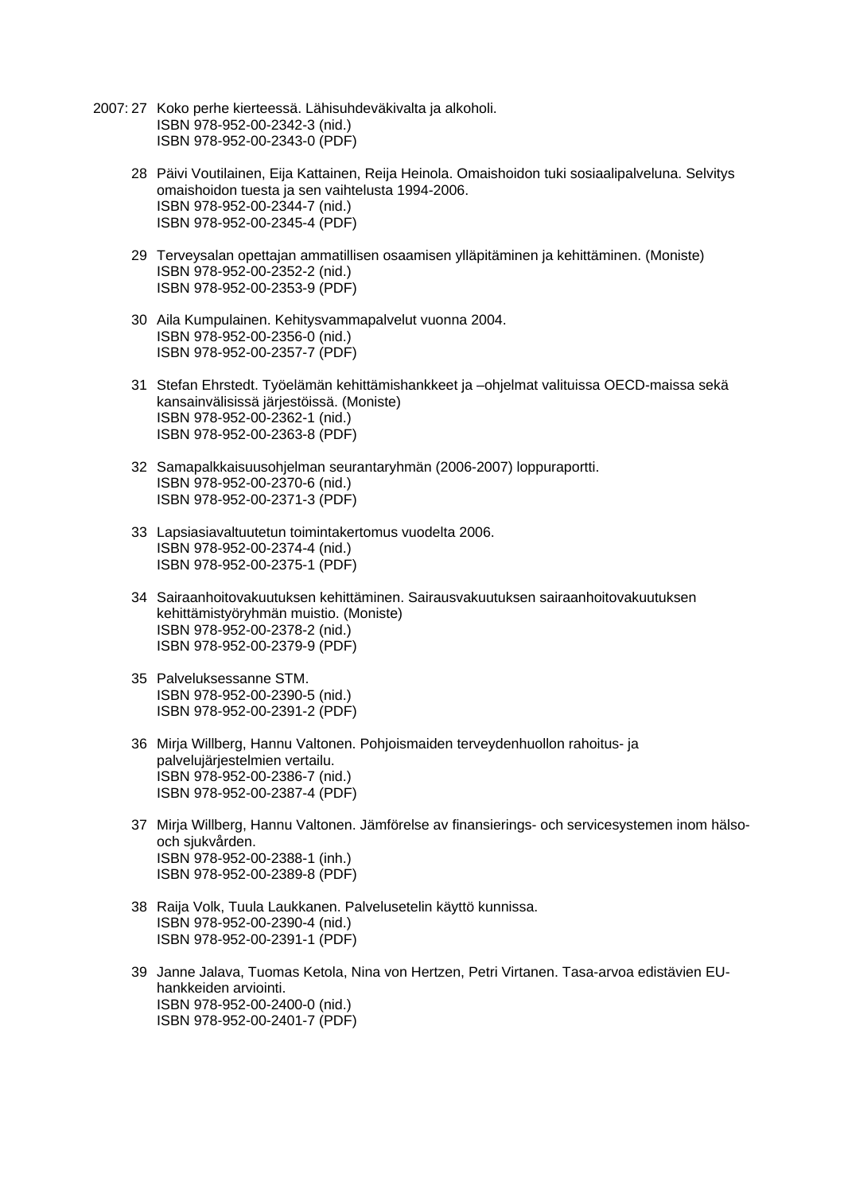2007: 27 Koko perhe kierteessä. Lähisuhdeväkivalta ja alkoholi.
ISBN 978-952-00-2342-3 (nid.)
ISBN 978-952-00-2343-0 (PDF)

28 Päivi Voutilainen, Eija Kattainen, Reija Heinola. Omaishoidon tuki sosiaalipalveluna. Selvitys omaishoidon tuesta ja sen vaihtelusta 1994-2006.
ISBN 978-952-00-2344-7 (nid.)
ISBN 978-952-00-2345-4 (PDF)

29 Terveysalan opettajan ammatillisen osaamisen ylläpitäminen ja kehittäminen. (Moniste)
ISBN 978-952-00-2352-2 (nid.)
ISBN 978-952-00-2353-9 (PDF)

30 Aila Kumpulainen. Kehitysvammapalvelut vuonna 2004.
ISBN 978-952-00-2356-0 (nid.)
ISBN 978-952-00-2357-7 (PDF)

31 Stefan Ehrstedt. Työelämän kehittämishankkeet ja –ohjelmat valituissa OECD-maissa sekä kansainvälisissä järjestöissä. (Moniste)
ISBN 978-952-00-2362-1 (nid.)
ISBN 978-952-00-2363-8 (PDF)

32 Samapalkkaisuusohjelman seurantaryhmän (2006-2007) loppuraportti.
ISBN 978-952-00-2370-6 (nid.)
ISBN 978-952-00-2371-3 (PDF)

33 Lapsiasiavaltuutetun toimintakertomus vuodelta 2006.
ISBN 978-952-00-2374-4 (nid.)
ISBN 978-952-00-2375-1 (PDF)

34 Sairaanhoitovakuutuksen kehittäminen. Sairausvakuutuksen sairaanhoitovakuutuksen kehittämistyöryhmän muistio. (Moniste)
ISBN 978-952-00-2378-2 (nid.)
ISBN 978-952-00-2379-9 (PDF)

35 Palveluksessanne STM.
ISBN 978-952-00-2390-5 (nid.)
ISBN 978-952-00-2391-2 (PDF)

36 Mirja Willberg, Hannu Valtonen. Pohjoismaiden terveydenhuollon rahoitus- ja palvelujärjestelmien vertailu.
ISBN 978-952-00-2386-7 (nid.)
ISBN 978-952-00-2387-4 (PDF)

37 Mirja Willberg, Hannu Valtonen. Jämförelse av finansierings- och servicesystemen inom hälso- och sjukvården.
ISBN 978-952-00-2388-1 (inh.)
ISBN 978-952-00-2389-8 (PDF)

38 Raija Volk, Tuula Laukkanen. Palvelusetelin käyttö kunnissa.
ISBN 978-952-00-2390-4 (nid.)
ISBN 978-952-00-2391-1 (PDF)

39 Janne Jalava, Tuomas Ketola, Nina von Hertzen, Petri Virtanen. Tasa-arvoa edistävien EU-hankkeiden arviointi.
ISBN 978-952-00-2400-0 (nid.)
ISBN 978-952-00-2401-7 (PDF)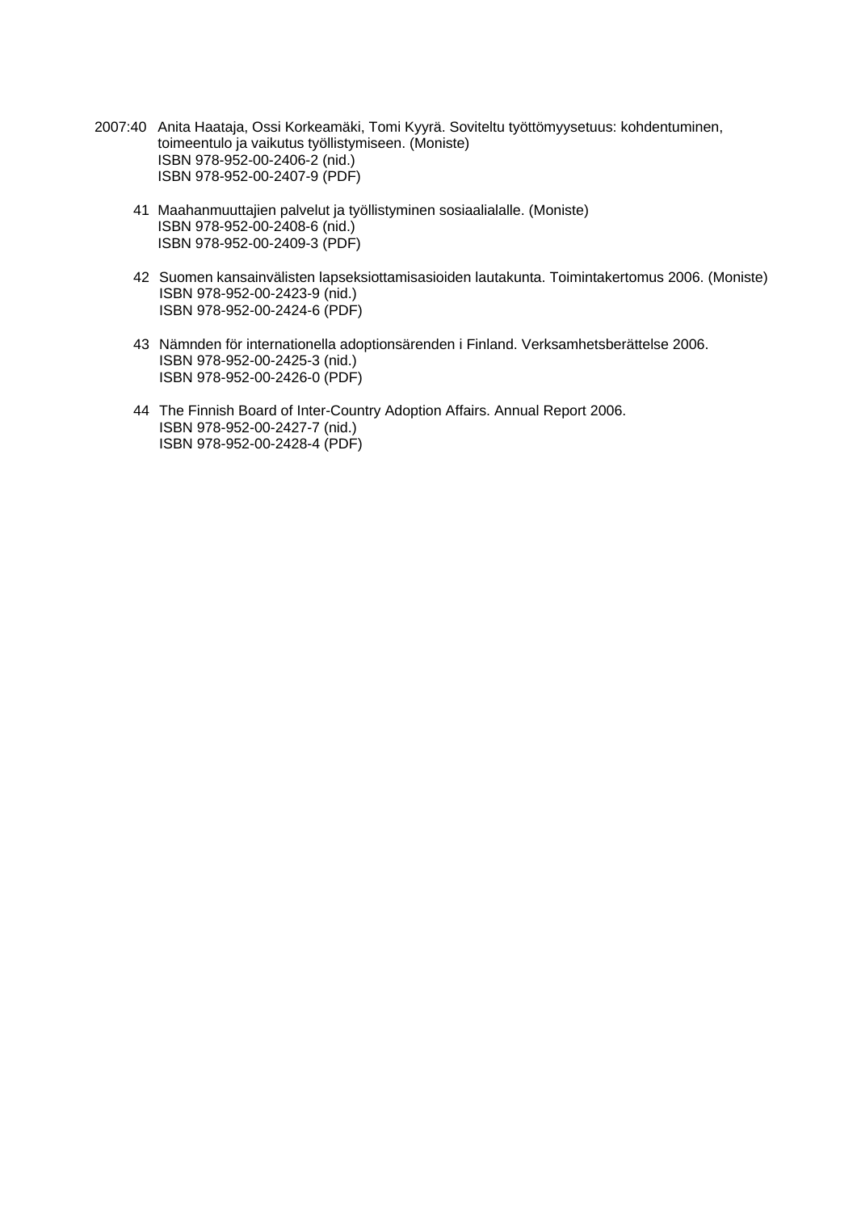2007:40 Anita Haataja, Ossi Korkeamäki, Tomi Kyyrä. Soviteltu työttömyysetuus: kohdentuminen, toimeentulo ja vaikutus työllistymiseen. (Moniste)
ISBN 978-952-00-2406-2 (nid.)
ISBN 978-952-00-2407-9 (PDF)

41 Maahanmuuttajien palvelut ja työllistyminen sosiaalialalle. (Moniste)
ISBN 978-952-00-2408-6 (nid.)
ISBN 978-952-00-2409-3 (PDF)

42 Suomen kansainvälisten lapseksiottamisasioiden lautakunta. Toimintakertomus 2006. (Moniste)
ISBN 978-952-00-2423-9 (nid.)
ISBN 978-952-00-2424-6 (PDF)

43 Nämnden för internationella adoptionsärenden i Finland. Verksamhetsberättelse 2006.
ISBN 978-952-00-2425-3 (nid.)
ISBN 978-952-00-2426-0 (PDF)

44 The Finnish Board of Inter-Country Adoption Affairs. Annual Report 2006.
ISBN 978-952-00-2427-7 (nid.)
ISBN 978-952-00-2428-4 (PDF)